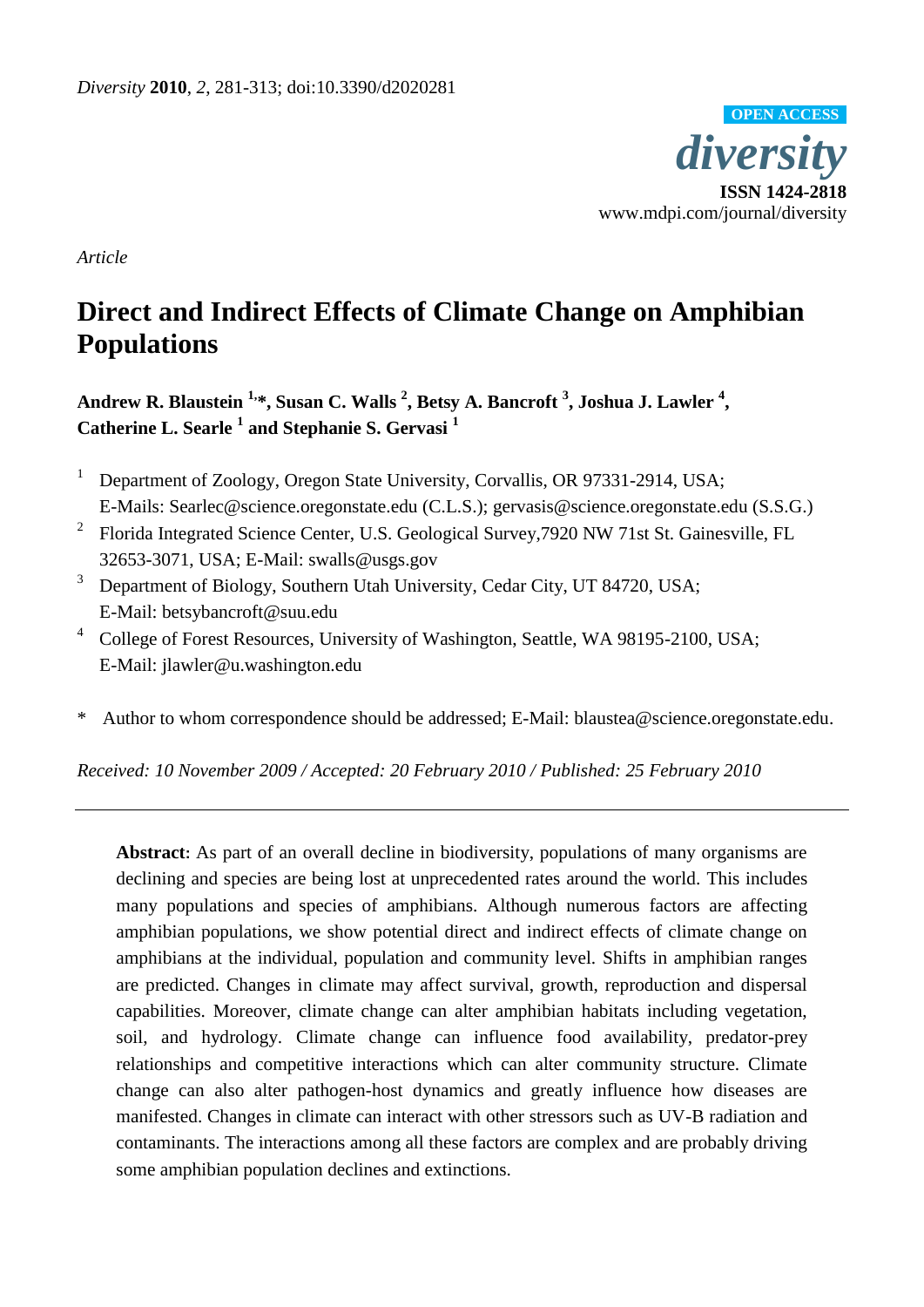*Diversity* **2010**, *2*, 281-313; doi:10.3390/d2020281

**OPEN ACCESS**

***diversity***

**ISSN 1424-2818**

www.mdpi.com/journal/diversity

*Article*

# Direct and Indirect Effects of Climate Change on Amphibian Populations

**Andrew R. Blaustein [1,*], Susan C. Walls [2], Betsy A. Bancroft [3], Joshua J. Lawler [4], Catherine L. Searle [1] and Stephanie S. Gervasi [1]**

[1] Department of Zoology, Oregon State University, Corvallis, OR 97331-2914, USA; E-Mails: Searlec@science.oregonstate.edu (C.L.S.); gervasis@science.oregonstate.edu (S.S.G.)

[2] Florida Integrated Science Center, U.S. Geological Survey,7920 NW 71st St. Gainesville, FL 32653-3071, USA; E-Mail: swalls@usgs.gov

[3] Department of Biology, Southern Utah University, Cedar City, UT 84720, USA; E-Mail: betsybancroft@suu.edu

[4] College of Forest Resources, University of Washington, Seattle, WA 98195-2100, USA; E-Mail: jlawler@u.washington.edu

\* Author to whom correspondence should be addressed; E-Mail: blaustea@science.oregonstate.edu.

*Received: 10 November 2009 / Accepted: 20 February 2010 / Published: 25 February 2010*

---

**Abstract:** As part of an overall decline in biodiversity, populations of many organisms are declining and species are being lost at unprecedented rates around the world. This includes many populations and species of amphibians. Although numerous factors are affecting amphibian populations, we show potential direct and indirect effects of climate change on amphibians at the individual, population and community level. Shifts in amphibian ranges are predicted. Changes in climate may affect survival, growth, reproduction and dispersal capabilities. Moreover, climate change can alter amphibian habitats including vegetation, soil, and hydrology. Climate change can influence food availability, predator-prey relationships and competitive interactions which can alter community structure. Climate change can also alter pathogen-host dynamics and greatly influence how diseases are manifested. Changes in climate can interact with other stressors such as UV-B radiation and contaminants. The interactions among all these factors are complex and are probably driving some amphibian population declines and extinctions.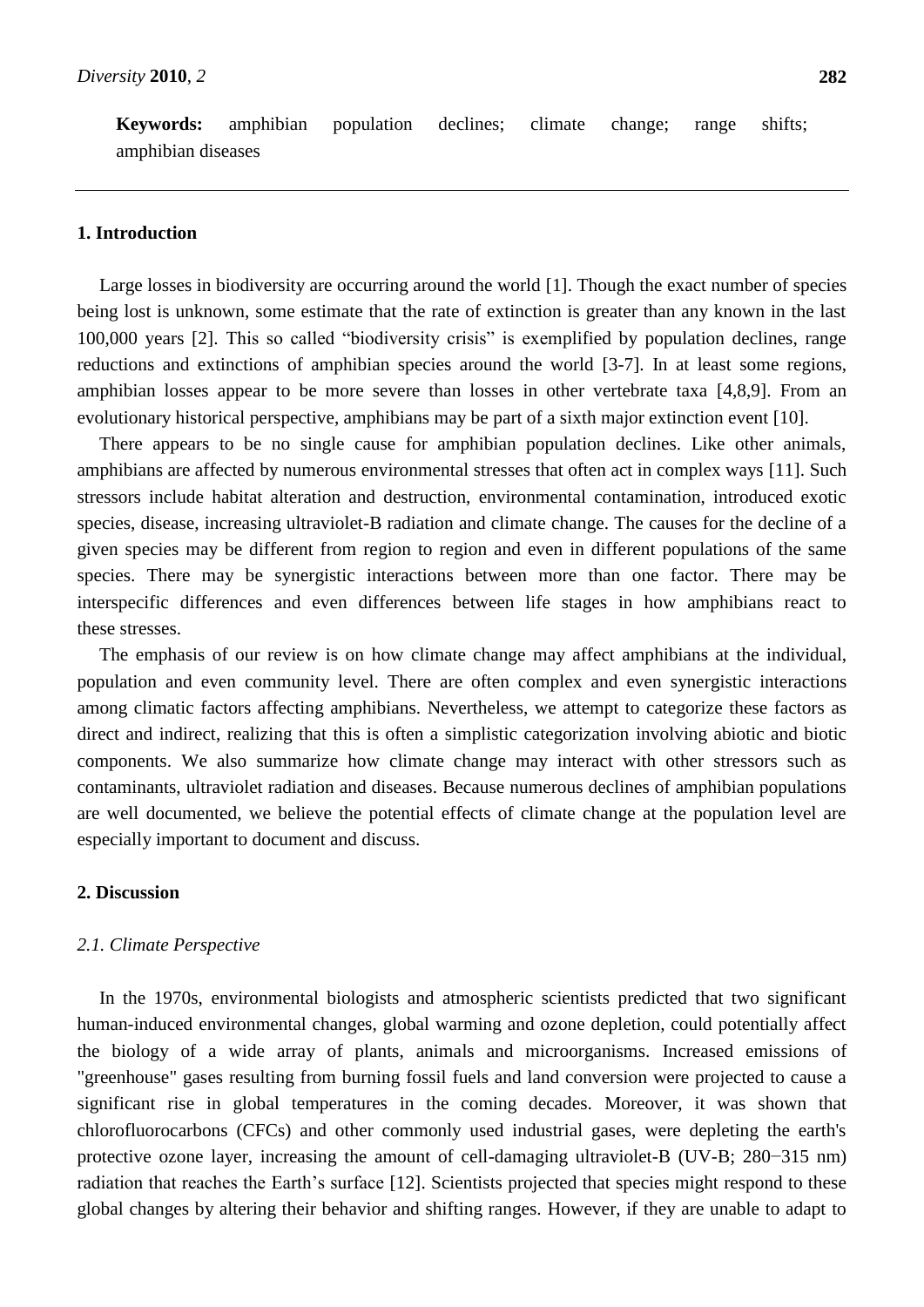**Keywords:** amphibian population declines; climate change; range shifts; amphibian diseases

---

## 1. Introduction

Large losses in biodiversity are occurring around the world [1]. Though the exact number of species being lost is unknown, some estimate that the rate of extinction is greater than any known in the last 100,000 years [2]. This so called "biodiversity crisis" is exemplified by population declines, range reductions and extinctions of amphibian species around the world [3-7]. In at least some regions, amphibian losses appear to be more severe than losses in other vertebrate taxa [4,8,9]. From an evolutionary historical perspective, amphibians may be part of a sixth major extinction event [10].

There appears to be no single cause for amphibian population declines. Like other animals, amphibians are affected by numerous environmental stresses that often act in complex ways [11]. Such stressors include habitat alteration and destruction, environmental contamination, introduced exotic species, disease, increasing ultraviolet-B radiation and climate change. The causes for the decline of a given species may be different from region to region and even in different populations of the same species. There may be synergistic interactions between more than one factor. There may be interspecific differences and even differences between life stages in how amphibians react to these stresses.

The emphasis of our review is on how climate change may affect amphibians at the individual, population and even community level. There are often complex and even synergistic interactions among climatic factors affecting amphibians. Nevertheless, we attempt to categorize these factors as direct and indirect, realizing that this is often a simplistic categorization involving abiotic and biotic components. We also summarize how climate change may interact with other stressors such as contaminants, ultraviolet radiation and diseases. Because numerous declines of amphibian populations are well documented, we believe the potential effects of climate change at the population level are especially important to document and discuss.

## 2. Discussion

### *2.1. Climate Perspective*

In the 1970s, environmental biologists and atmospheric scientists predicted that two significant human-induced environmental changes, global warming and ozone depletion, could potentially affect the biology of a wide array of plants, animals and microorganisms. Increased emissions of "greenhouse" gases resulting from burning fossil fuels and land conversion were projected to cause a significant rise in global temperatures in the coming decades. Moreover, it was shown that chlorofluorocarbons (CFCs) and other commonly used industrial gases, were depleting the earth's protective ozone layer, increasing the amount of cell-damaging ultraviolet-B (UV-B; 280−315 nm) radiation that reaches the Earth's surface [12]. Scientists projected that species might respond to these global changes by altering their behavior and shifting ranges. However, if they are unable to adapt to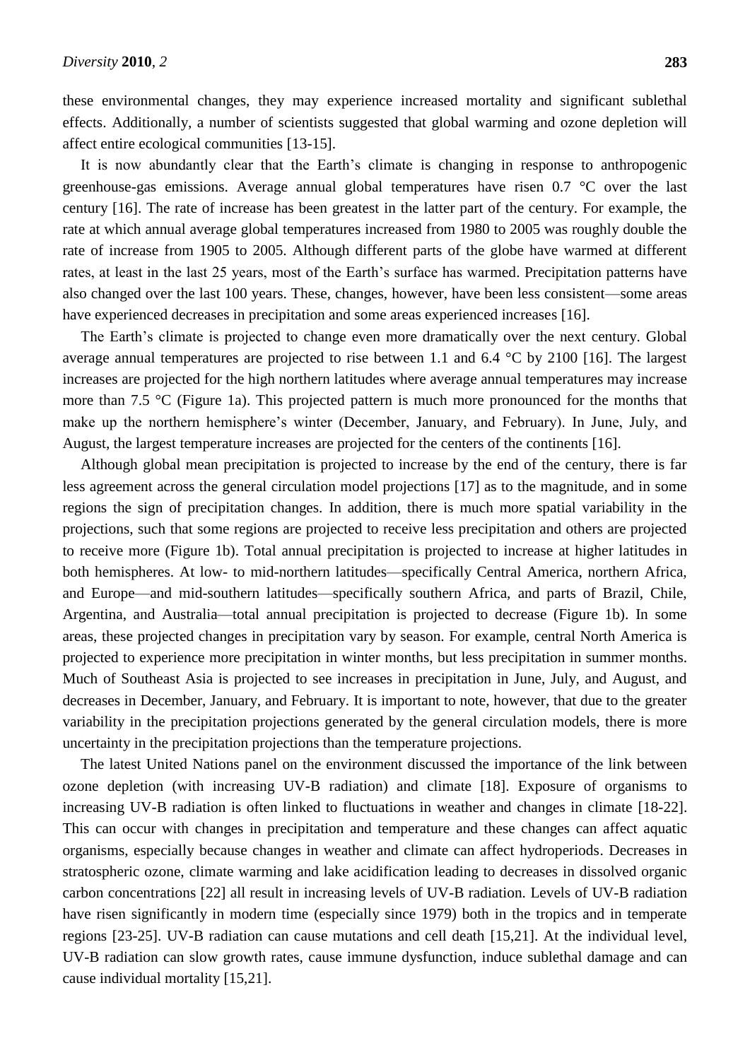these environmental changes, they may experience increased mortality and significant sublethal effects. Additionally, a number of scientists suggested that global warming and ozone depletion will affect entire ecological communities [13-15].

It is now abundantly clear that the Earth's climate is changing in response to anthropogenic greenhouse-gas emissions. Average annual global temperatures have risen 0.7 °C over the last century [16]. The rate of increase has been greatest in the latter part of the century. For example, the rate at which annual average global temperatures increased from 1980 to 2005 was roughly double the rate of increase from 1905 to 2005. Although different parts of the globe have warmed at different rates, at least in the last 25 years, most of the Earth's surface has warmed. Precipitation patterns have also changed over the last 100 years. These, changes, however, have been less consistent—some areas have experienced decreases in precipitation and some areas experienced increases [16].

The Earth's climate is projected to change even more dramatically over the next century. Global average annual temperatures are projected to rise between 1.1 and 6.4 °C by 2100 [16]. The largest increases are projected for the high northern latitudes where average annual temperatures may increase more than 7.5 °C (Figure 1a). This projected pattern is much more pronounced for the months that make up the northern hemisphere's winter (December, January, and February). In June, July, and August, the largest temperature increases are projected for the centers of the continents [16].

Although global mean precipitation is projected to increase by the end of the century, there is far less agreement across the general circulation model projections [17] as to the magnitude, and in some regions the sign of precipitation changes. In addition, there is much more spatial variability in the projections, such that some regions are projected to receive less precipitation and others are projected to receive more (Figure 1b). Total annual precipitation is projected to increase at higher latitudes in both hemispheres. At low- to mid-northern latitudes—specifically Central America, northern Africa, and Europe—and mid-southern latitudes—specifically southern Africa, and parts of Brazil, Chile, Argentina, and Australia—total annual precipitation is projected to decrease (Figure 1b). In some areas, these projected changes in precipitation vary by season. For example, central North America is projected to experience more precipitation in winter months, but less precipitation in summer months. Much of Southeast Asia is projected to see increases in precipitation in June, July, and August, and decreases in December, January, and February. It is important to note, however, that due to the greater variability in the precipitation projections generated by the general circulation models, there is more uncertainty in the precipitation projections than the temperature projections.

The latest United Nations panel on the environment discussed the importance of the link between ozone depletion (with increasing UV-B radiation) and climate [18]. Exposure of organisms to increasing UV-B radiation is often linked to fluctuations in weather and changes in climate [18-22]. This can occur with changes in precipitation and temperature and these changes can affect aquatic organisms, especially because changes in weather and climate can affect hydroperiods. Decreases in stratospheric ozone, climate warming and lake acidification leading to decreases in dissolved organic carbon concentrations [22] all result in increasing levels of UV-B radiation. Levels of UV-B radiation have risen significantly in modern time (especially since 1979) both in the tropics and in temperate regions [23-25]. UV-B radiation can cause mutations and cell death [15,21]. At the individual level, UV-B radiation can slow growth rates, cause immune dysfunction, induce sublethal damage and can cause individual mortality [15,21].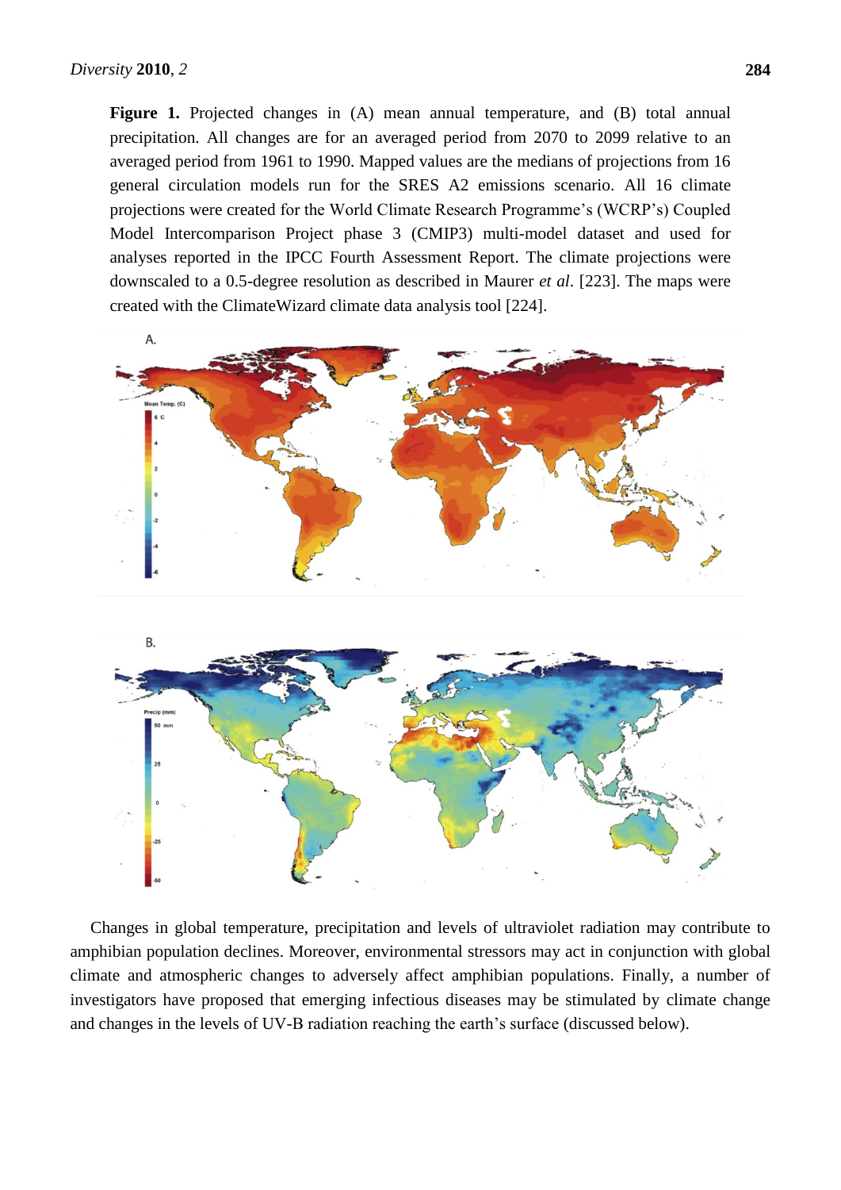**Figure 1.** Projected changes in (A) mean annual temperature, and (B) total annual precipitation. All changes are for an averaged period from 2070 to 2099 relative to an averaged period from 1961 to 1990. Mapped values are the medians of projections from 16 general circulation models run for the SRES A2 emissions scenario. All 16 climate projections were created for the World Climate Research Programme's (WCRP's) Coupled Model Intercomparison Project phase 3 (CMIP3) multi-model dataset and used for analyses reported in the IPCC Fourth Assessment Report. The climate projections were downscaled to a 0.5-degree resolution as described in Maurer *et al*. [223]. The maps were created with the ClimateWizard climate data analysis tool [224].

Changes in global temperature, precipitation and levels of ultraviolet radiation may contribute to amphibian population declines. Moreover, environmental stressors may act in conjunction with global climate and atmospheric changes to adversely affect amphibian populations. Finally, a number of investigators have proposed that emerging infectious diseases may be stimulated by climate change and changes in the levels of UV-B radiation reaching the earth's surface (discussed below).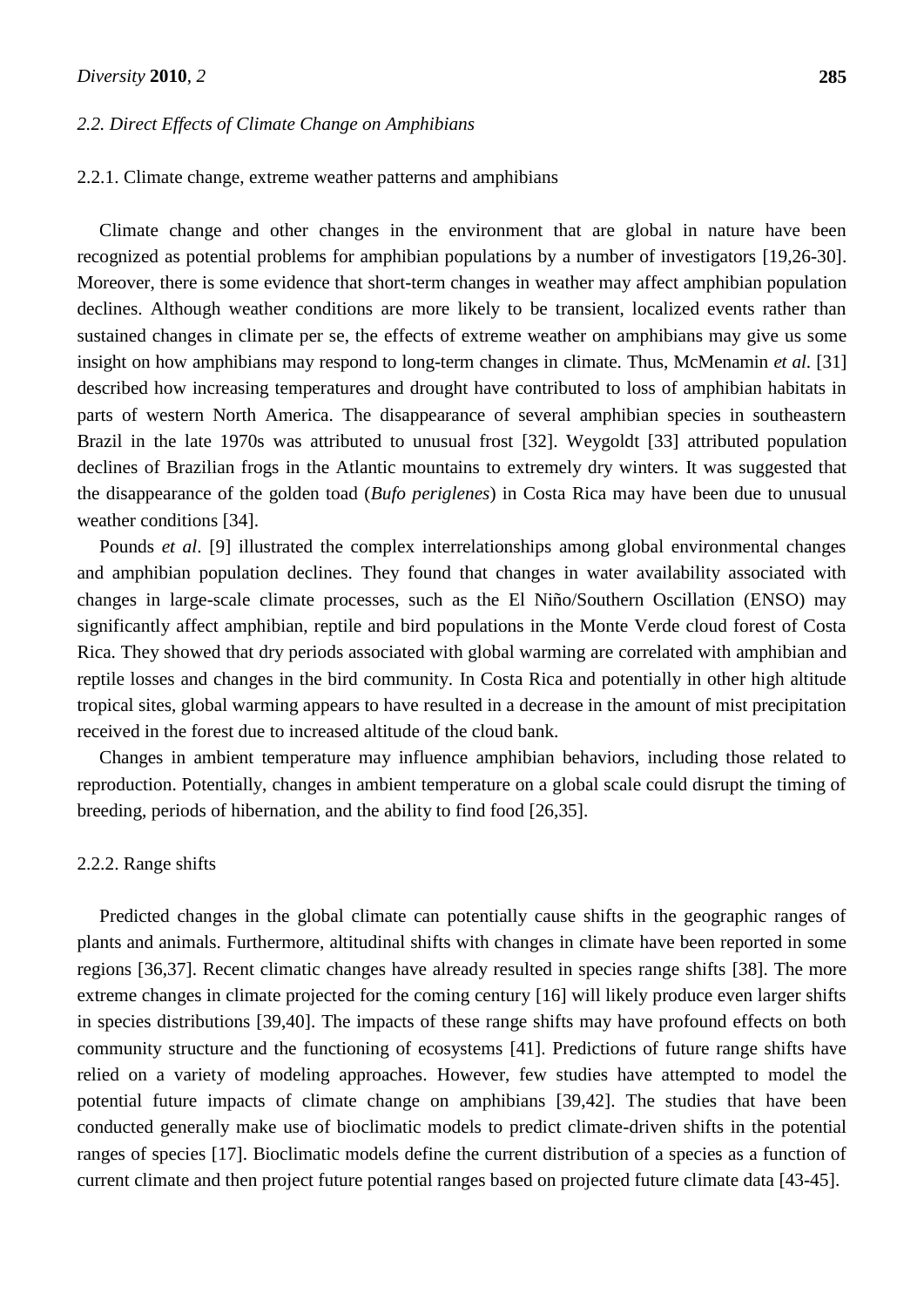### 2.2. Direct Effects of Climate Change on Amphibians

#### 2.2.1. Climate change, extreme weather patterns and amphibians

Climate change and other changes in the environment that are global in nature have been recognized as potential problems for amphibian populations by a number of investigators [19,26-30]. Moreover, there is some evidence that short-term changes in weather may affect amphibian population declines. Although weather conditions are more likely to be transient, localized events rather than sustained changes in climate per se, the effects of extreme weather on amphibians may give us some insight on how amphibians may respond to long-term changes in climate. Thus, McMenamin *et al*. [31] described how increasing temperatures and drought have contributed to loss of amphibian habitats in parts of western North America. The disappearance of several amphibian species in southeastern Brazil in the late 1970s was attributed to unusual frost [32]. Weygoldt [33] attributed population declines of Brazilian frogs in the Atlantic mountains to extremely dry winters. It was suggested that the disappearance of the golden toad (*Bufo periglenes*) in Costa Rica may have been due to unusual weather conditions [34].

Pounds *et al*. [9] illustrated the complex interrelationships among global environmental changes and amphibian population declines. They found that changes in water availability associated with changes in large-scale climate processes, such as the El Niño/Southern Oscillation (ENSO) may significantly affect amphibian, reptile and bird populations in the Monte Verde cloud forest of Costa Rica. They showed that dry periods associated with global warming are correlated with amphibian and reptile losses and changes in the bird community. In Costa Rica and potentially in other high altitude tropical sites, global warming appears to have resulted in a decrease in the amount of mist precipitation received in the forest due to increased altitude of the cloud bank.

Changes in ambient temperature may influence amphibian behaviors, including those related to reproduction. Potentially, changes in ambient temperature on a global scale could disrupt the timing of breeding, periods of hibernation, and the ability to find food [26,35].

#### 2.2.2. Range shifts

Predicted changes in the global climate can potentially cause shifts in the geographic ranges of plants and animals. Furthermore, altitudinal shifts with changes in climate have been reported in some regions [36,37]. Recent climatic changes have already resulted in species range shifts [38]. The more extreme changes in climate projected for the coming century [16] will likely produce even larger shifts in species distributions [39,40]. The impacts of these range shifts may have profound effects on both community structure and the functioning of ecosystems [41]. Predictions of future range shifts have relied on a variety of modeling approaches. However, few studies have attempted to model the potential future impacts of climate change on amphibians [39,42]. The studies that have been conducted generally make use of bioclimatic models to predict climate-driven shifts in the potential ranges of species [17]. Bioclimatic models define the current distribution of a species as a function of current climate and then project future potential ranges based on projected future climate data [43-45].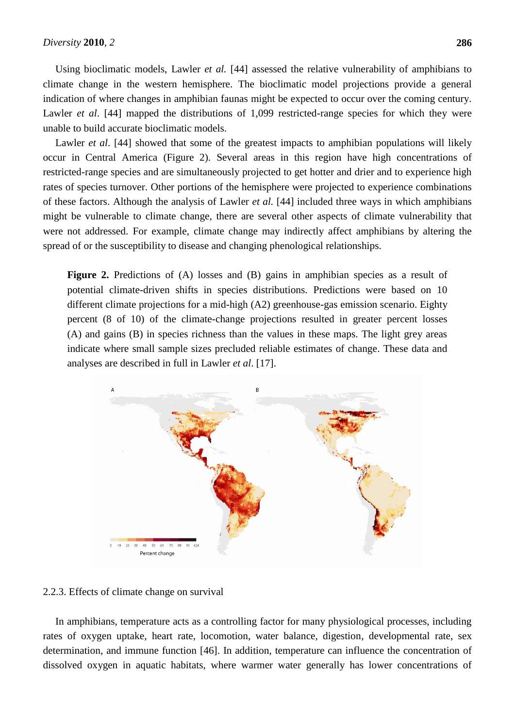Using bioclimatic models, Lawler *et al.* [44] assessed the relative vulnerability of amphibians to climate change in the western hemisphere. The bioclimatic model projections provide a general indication of where changes in amphibian faunas might be expected to occur over the coming century. Lawler *et al*. [44] mapped the distributions of 1,099 restricted-range species for which they were unable to build accurate bioclimatic models.

Lawler *et al*. [44] showed that some of the greatest impacts to amphibian populations will likely occur in Central America (Figure 2). Several areas in this region have high concentrations of restricted-range species and are simultaneously projected to get hotter and drier and to experience high rates of species turnover. Other portions of the hemisphere were projected to experience combinations of these factors. Although the analysis of Lawler *et al.* [44] included three ways in which amphibians might be vulnerable to climate change, there are several other aspects of climate vulnerability that were not addressed. For example, climate change may indirectly affect amphibians by altering the spread of or the susceptibility to disease and changing phenological relationships.

**Figure 2.** Predictions of (A) losses and (B) gains in amphibian species as a result of potential climate-driven shifts in species distributions. Predictions were based on 10 different climate projections for a mid-high (A2) greenhouse-gas emission scenario. Eighty percent (8 of 10) of the climate-change projections resulted in greater percent losses (A) and gains (B) in species richness than the values in these maps. The light grey areas indicate where small sample sizes precluded reliable estimates of change. These data and analyses are described in full in Lawler *et al*. [17].

2.2.3. Effects of climate change on survival

In amphibians, temperature acts as a controlling factor for many physiological processes, including rates of oxygen uptake, heart rate, locomotion, water balance, digestion, developmental rate, sex determination, and immune function [46]. In addition, temperature can influence the concentration of dissolved oxygen in aquatic habitats, where warmer water generally has lower concentrations of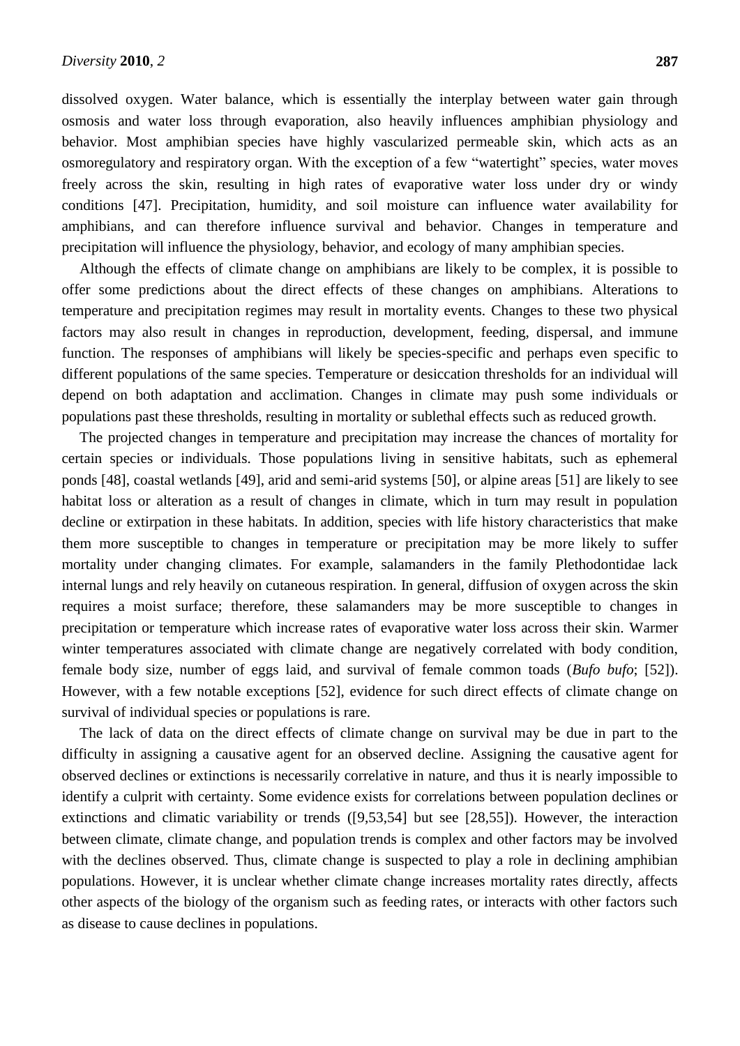dissolved oxygen. Water balance, which is essentially the interplay between water gain through osmosis and water loss through evaporation, also heavily influences amphibian physiology and behavior. Most amphibian species have highly vascularized permeable skin, which acts as an osmoregulatory and respiratory organ. With the exception of a few "watertight" species, water moves freely across the skin, resulting in high rates of evaporative water loss under dry or windy conditions [47]. Precipitation, humidity, and soil moisture can influence water availability for amphibians, and can therefore influence survival and behavior. Changes in temperature and precipitation will influence the physiology, behavior, and ecology of many amphibian species.

Although the effects of climate change on amphibians are likely to be complex, it is possible to offer some predictions about the direct effects of these changes on amphibians. Alterations to temperature and precipitation regimes may result in mortality events. Changes to these two physical factors may also result in changes in reproduction, development, feeding, dispersal, and immune function. The responses of amphibians will likely be species-specific and perhaps even specific to different populations of the same species. Temperature or desiccation thresholds for an individual will depend on both adaptation and acclimation. Changes in climate may push some individuals or populations past these thresholds, resulting in mortality or sublethal effects such as reduced growth.

The projected changes in temperature and precipitation may increase the chances of mortality for certain species or individuals. Those populations living in sensitive habitats, such as ephemeral ponds [48], coastal wetlands [49], arid and semi-arid systems [50], or alpine areas [51] are likely to see habitat loss or alteration as a result of changes in climate, which in turn may result in population decline or extirpation in these habitats. In addition, species with life history characteristics that make them more susceptible to changes in temperature or precipitation may be more likely to suffer mortality under changing climates. For example, salamanders in the family Plethodontidae lack internal lungs and rely heavily on cutaneous respiration. In general, diffusion of oxygen across the skin requires a moist surface; therefore, these salamanders may be more susceptible to changes in precipitation or temperature which increase rates of evaporative water loss across their skin. Warmer winter temperatures associated with climate change are negatively correlated with body condition, female body size, number of eggs laid, and survival of female common toads (*Bufo bufo*; [52]). However, with a few notable exceptions [52], evidence for such direct effects of climate change on survival of individual species or populations is rare.

The lack of data on the direct effects of climate change on survival may be due in part to the difficulty in assigning a causative agent for an observed decline. Assigning the causative agent for observed declines or extinctions is necessarily correlative in nature, and thus it is nearly impossible to identify a culprit with certainty. Some evidence exists for correlations between population declines or extinctions and climatic variability or trends ([9,53,54] but see [28,55]). However, the interaction between climate, climate change, and population trends is complex and other factors may be involved with the declines observed. Thus, climate change is suspected to play a role in declining amphibian populations. However, it is unclear whether climate change increases mortality rates directly, affects other aspects of the biology of the organism such as feeding rates, or interacts with other factors such as disease to cause declines in populations.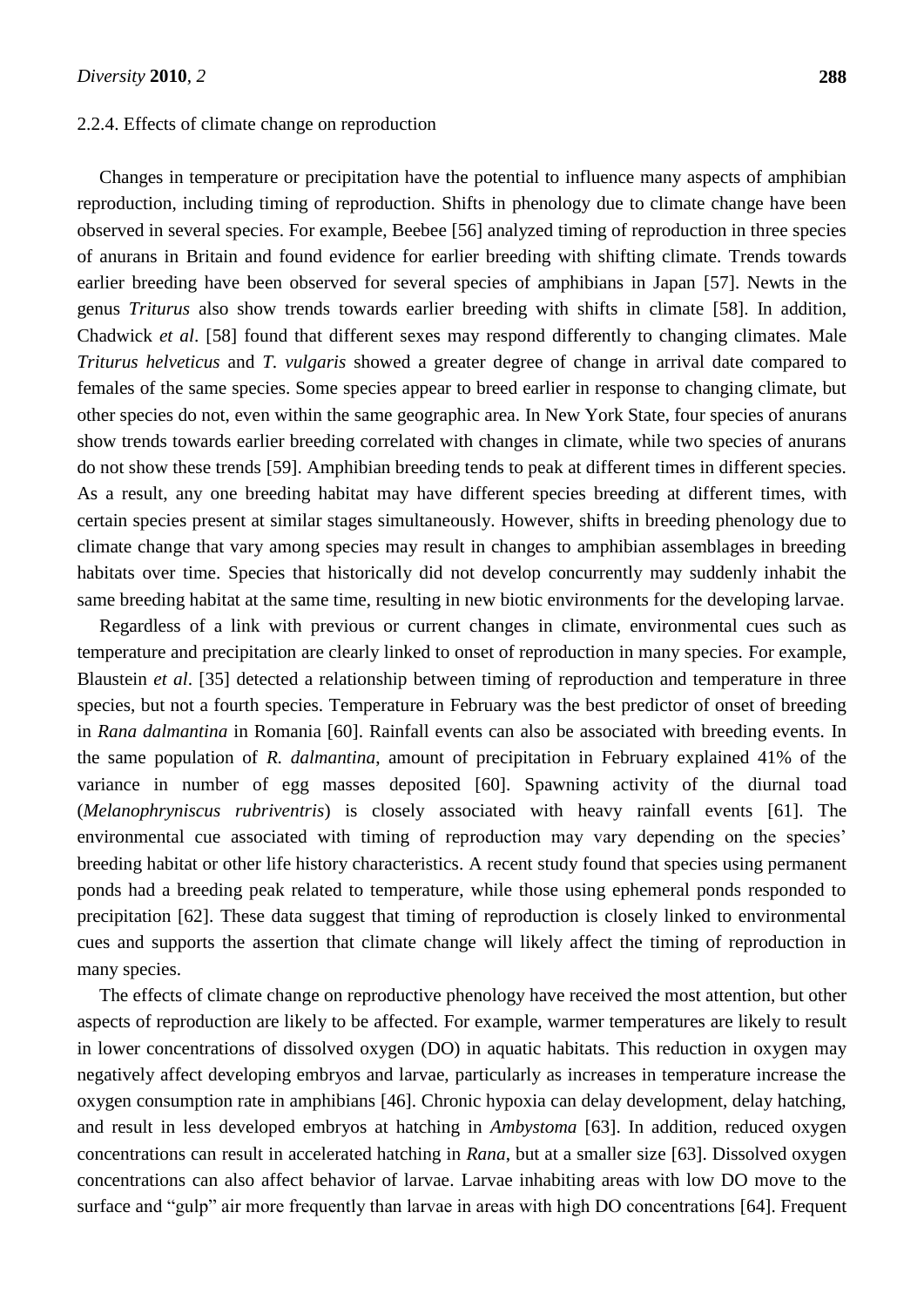### 2.2.4. Effects of climate change on reproduction

Changes in temperature or precipitation have the potential to influence many aspects of amphibian reproduction, including timing of reproduction. Shifts in phenology due to climate change have been observed in several species. For example, Beebee [56] analyzed timing of reproduction in three species of anurans in Britain and found evidence for earlier breeding with shifting climate. Trends towards earlier breeding have been observed for several species of amphibians in Japan [57]. Newts in the genus *Triturus* also show trends towards earlier breeding with shifts in climate [58]. In addition, Chadwick *et al*. [58] found that different sexes may respond differently to changing climates. Male *Triturus helveticus* and *T. vulgaris* showed a greater degree of change in arrival date compared to females of the same species. Some species appear to breed earlier in response to changing climate, but other species do not, even within the same geographic area. In New York State, four species of anurans show trends towards earlier breeding correlated with changes in climate, while two species of anurans do not show these trends [59]. Amphibian breeding tends to peak at different times in different species. As a result, any one breeding habitat may have different species breeding at different times, with certain species present at similar stages simultaneously. However, shifts in breeding phenology due to climate change that vary among species may result in changes to amphibian assemblages in breeding habitats over time. Species that historically did not develop concurrently may suddenly inhabit the same breeding habitat at the same time, resulting in new biotic environments for the developing larvae.

Regardless of a link with previous or current changes in climate, environmental cues such as temperature and precipitation are clearly linked to onset of reproduction in many species. For example, Blaustein *et al*. [35] detected a relationship between timing of reproduction and temperature in three species, but not a fourth species. Temperature in February was the best predictor of onset of breeding in *Rana dalmantina* in Romania [60]. Rainfall events can also be associated with breeding events. In the same population of *R. dalmantina*, amount of precipitation in February explained 41% of the variance in number of egg masses deposited [60]. Spawning activity of the diurnal toad (*Melanophryniscus rubriventris*) is closely associated with heavy rainfall events [61]. The environmental cue associated with timing of reproduction may vary depending on the species' breeding habitat or other life history characteristics. A recent study found that species using permanent ponds had a breeding peak related to temperature, while those using ephemeral ponds responded to precipitation [62]. These data suggest that timing of reproduction is closely linked to environmental cues and supports the assertion that climate change will likely affect the timing of reproduction in many species.

The effects of climate change on reproductive phenology have received the most attention, but other aspects of reproduction are likely to be affected. For example, warmer temperatures are likely to result in lower concentrations of dissolved oxygen (DO) in aquatic habitats. This reduction in oxygen may negatively affect developing embryos and larvae, particularly as increases in temperature increase the oxygen consumption rate in amphibians [46]. Chronic hypoxia can delay development, delay hatching, and result in less developed embryos at hatching in *Ambystoma* [63]. In addition, reduced oxygen concentrations can result in accelerated hatching in *Rana*, but at a smaller size [63]. Dissolved oxygen concentrations can also affect behavior of larvae. Larvae inhabiting areas with low DO move to the surface and "gulp" air more frequently than larvae in areas with high DO concentrations [64]. Frequent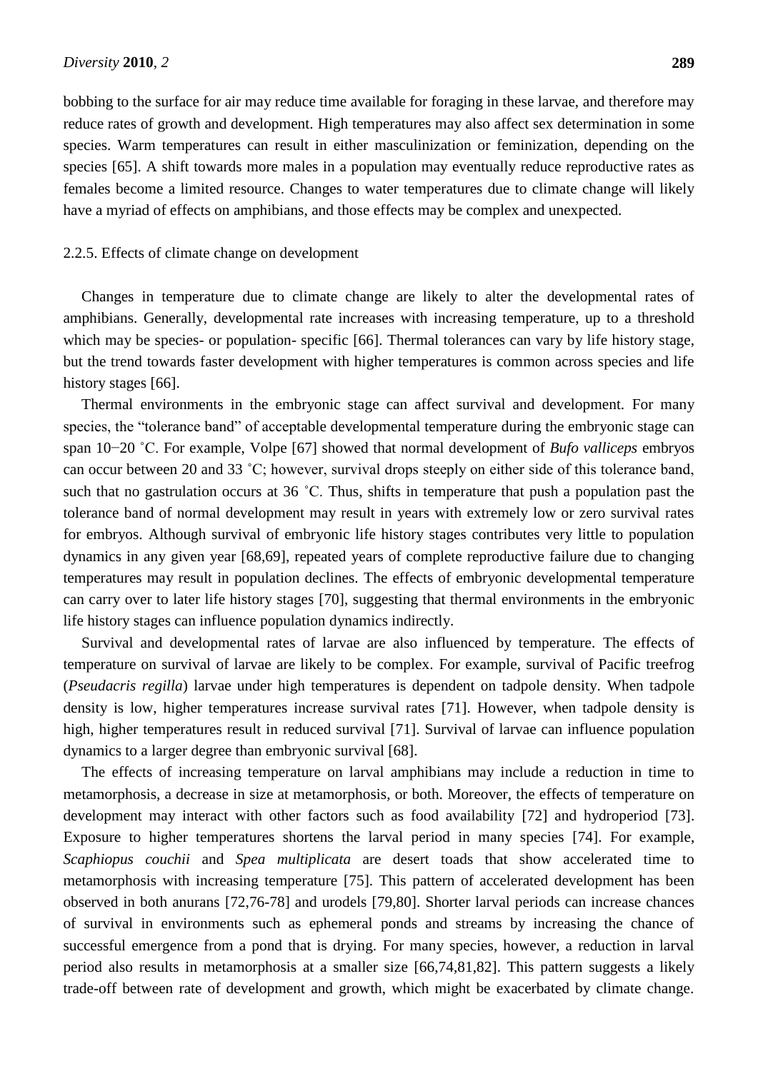bobbing to the surface for air may reduce time available for foraging in these larvae, and therefore may reduce rates of growth and development. High temperatures may also affect sex determination in some species. Warm temperatures can result in either masculinization or feminization, depending on the species [65]. A shift towards more males in a population may eventually reduce reproductive rates as females become a limited resource. Changes to water temperatures due to climate change will likely have a myriad of effects on amphibians, and those effects may be complex and unexpected.

#### 2.2.5. Effects of climate change on development

Changes in temperature due to climate change are likely to alter the developmental rates of amphibians. Generally, developmental rate increases with increasing temperature, up to a threshold which may be species- or population- specific [66]. Thermal tolerances can vary by life history stage, but the trend towards faster development with higher temperatures is common across species and life history stages [66].

Thermal environments in the embryonic stage can affect survival and development. For many species, the "tolerance band" of acceptable developmental temperature during the embryonic stage can span 10−20 °C. For example, Volpe [67] showed that normal development of *Bufo valliceps* embryos can occur between 20 and 33 °C; however, survival drops steeply on either side of this tolerance band, such that no gastrulation occurs at 36 °C. Thus, shifts in temperature that push a population past the tolerance band of normal development may result in years with extremely low or zero survival rates for embryos. Although survival of embryonic life history stages contributes very little to population dynamics in any given year [68,69], repeated years of complete reproductive failure due to changing temperatures may result in population declines. The effects of embryonic developmental temperature can carry over to later life history stages [70], suggesting that thermal environments in the embryonic life history stages can influence population dynamics indirectly.

Survival and developmental rates of larvae are also influenced by temperature. The effects of temperature on survival of larvae are likely to be complex. For example, survival of Pacific treefrog (*Pseudacris regilla*) larvae under high temperatures is dependent on tadpole density. When tadpole density is low, higher temperatures increase survival rates [71]. However, when tadpole density is high, higher temperatures result in reduced survival [71]. Survival of larvae can influence population dynamics to a larger degree than embryonic survival [68].

The effects of increasing temperature on larval amphibians may include a reduction in time to metamorphosis, a decrease in size at metamorphosis, or both. Moreover, the effects of temperature on development may interact with other factors such as food availability [72] and hydroperiod [73]. Exposure to higher temperatures shortens the larval period in many species [74]. For example, *Scaphiopus couchii* and *Spea multiplicata* are desert toads that show accelerated time to metamorphosis with increasing temperature [75]. This pattern of accelerated development has been observed in both anurans [72,76-78] and urodels [79,80]. Shorter larval periods can increase chances of survival in environments such as ephemeral ponds and streams by increasing the chance of successful emergence from a pond that is drying. For many species, however, a reduction in larval period also results in metamorphosis at a smaller size [66,74,81,82]. This pattern suggests a likely trade-off between rate of development and growth, which might be exacerbated by climate change.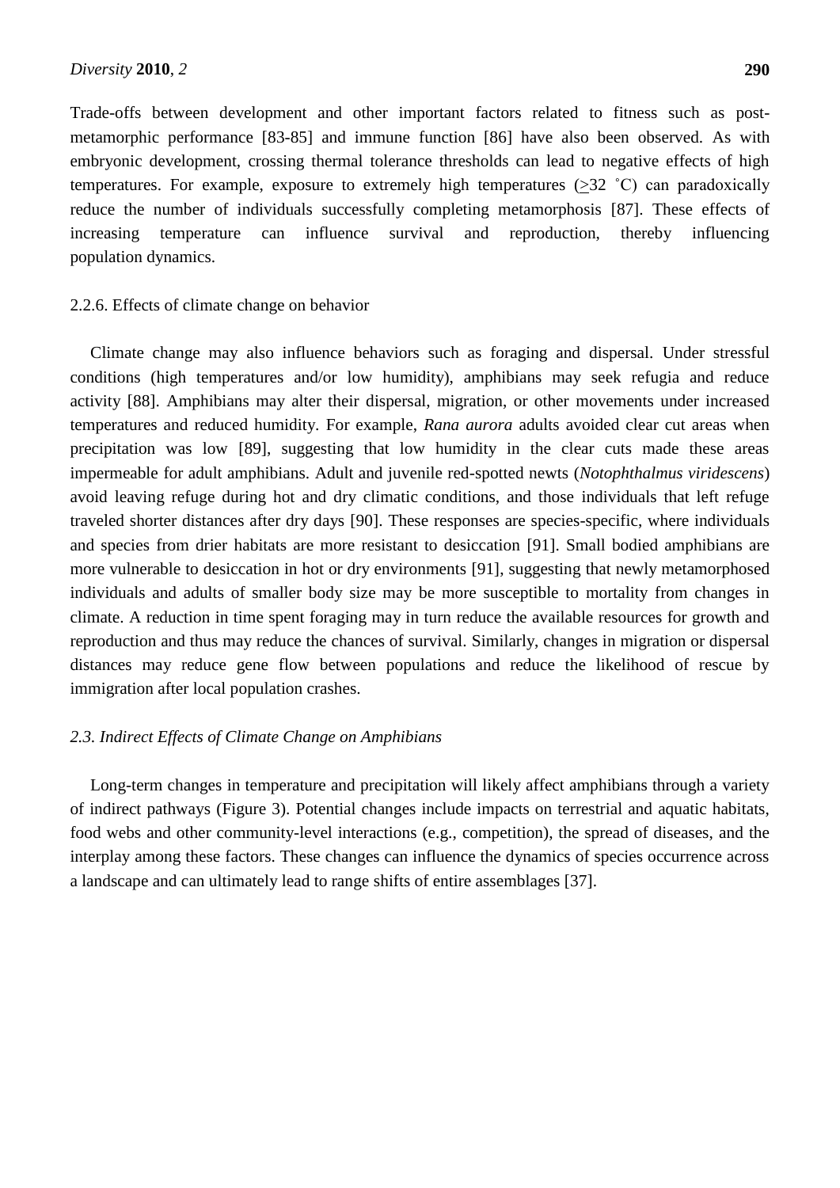Trade-offs between development and other important factors related to fitness such as post-metamorphic performance [83-85] and immune function [86] have also been observed. As with embryonic development, crossing thermal tolerance thresholds can lead to negative effects of high temperatures. For example, exposure to extremely high temperatures ($\geq$32 °C) can paradoxically reduce the number of individuals successfully completing metamorphosis [87]. These effects of increasing temperature can influence survival and reproduction, thereby influencing population dynamics.

#### 2.2.6. Effects of climate change on behavior

Climate change may also influence behaviors such as foraging and dispersal. Under stressful conditions (high temperatures and/or low humidity), amphibians may seek refugia and reduce activity [88]. Amphibians may alter their dispersal, migration, or other movements under increased temperatures and reduced humidity. For example, *Rana aurora* adults avoided clear cut areas when precipitation was low [89], suggesting that low humidity in the clear cuts made these areas impermeable for adult amphibians. Adult and juvenile red-spotted newts (*Notophthalmus viridescens*) avoid leaving refuge during hot and dry climatic conditions, and those individuals that left refuge traveled shorter distances after dry days [90]. These responses are species-specific, where individuals and species from drier habitats are more resistant to desiccation [91]. Small bodied amphibians are more vulnerable to desiccation in hot or dry environments [91], suggesting that newly metamorphosed individuals and adults of smaller body size may be more susceptible to mortality from changes in climate. A reduction in time spent foraging may in turn reduce the available resources for growth and reproduction and thus may reduce the chances of survival. Similarly, changes in migration or dispersal distances may reduce gene flow between populations and reduce the likelihood of rescue by immigration after local population crashes.

### *2.3. Indirect Effects of Climate Change on Amphibians*

Long-term changes in temperature and precipitation will likely affect amphibians through a variety of indirect pathways (Figure 3). Potential changes include impacts on terrestrial and aquatic habitats, food webs and other community-level interactions (e.g., competition), the spread of diseases, and the interplay among these factors. These changes can influence the dynamics of species occurrence across a landscape and can ultimately lead to range shifts of entire assemblages [37].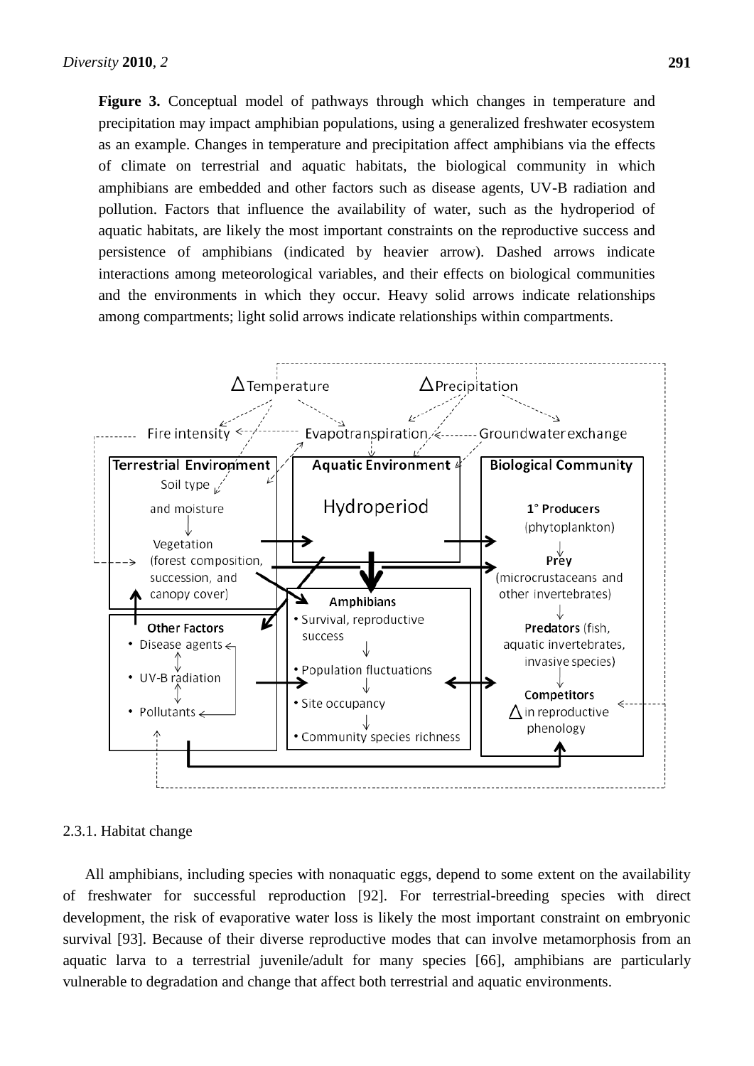**Figure 3.** Conceptual model of pathways through which changes in temperature and precipitation may impact amphibian populations, using a generalized freshwater ecosystem as an example. Changes in temperature and precipitation affect amphibians via the effects of climate on terrestrial and aquatic habitats, the biological community in which amphibians are embedded and other factors such as disease agents, UV-B radiation and pollution. Factors that influence the availability of water, such as the hydroperiod of aquatic habitats, are likely the most important constraints on the reproductive success and persistence of amphibians (indicated by heavier arrow). Dashed arrows indicate interactions among meteorological variables, and their effects on biological communities and the environments in which they occur. Heavy solid arrows indicate relationships among compartments; light solid arrows indicate relationships within compartments.

#### 2.3.1. Habitat change

All amphibians, including species with nonaquatic eggs, depend to some extent on the availability of freshwater for successful reproduction [92]. For terrestrial-breeding species with direct development, the risk of evaporative water loss is likely the most important constraint on embryonic survival [93]. Because of their diverse reproductive modes that can involve metamorphosis from an aquatic larva to a terrestrial juvenile/adult for many species [66], amphibians are particularly vulnerable to degradation and change that affect both terrestrial and aquatic environments.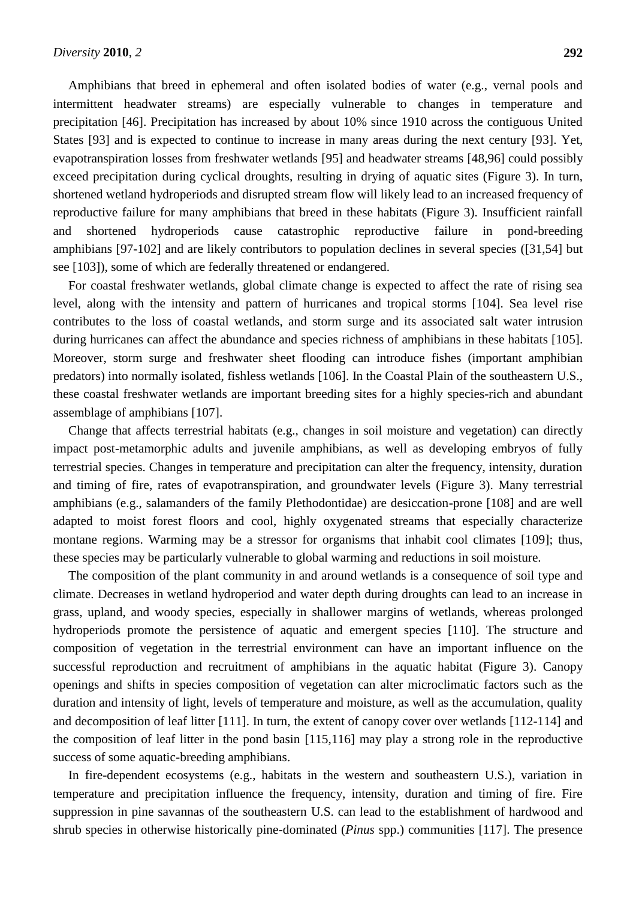Amphibians that breed in ephemeral and often isolated bodies of water (e.g., vernal pools and intermittent headwater streams) are especially vulnerable to changes in temperature and precipitation [46]. Precipitation has increased by about 10% since 1910 across the contiguous United States [93] and is expected to continue to increase in many areas during the next century [93]. Yet, evapotranspiration losses from freshwater wetlands [95] and headwater streams [48,96] could possibly exceed precipitation during cyclical droughts, resulting in drying of aquatic sites (Figure 3). In turn, shortened wetland hydroperiods and disrupted stream flow will likely lead to an increased frequency of reproductive failure for many amphibians that breed in these habitats (Figure 3). Insufficient rainfall and shortened hydroperiods cause catastrophic reproductive failure in pond-breeding amphibians [97-102] and are likely contributors to population declines in several species ([31,54] but see [103]), some of which are federally threatened or endangered.

For coastal freshwater wetlands, global climate change is expected to affect the rate of rising sea level, along with the intensity and pattern of hurricanes and tropical storms [104]. Sea level rise contributes to the loss of coastal wetlands, and storm surge and its associated salt water intrusion during hurricanes can affect the abundance and species richness of amphibians in these habitats [105]. Moreover, storm surge and freshwater sheet flooding can introduce fishes (important amphibian predators) into normally isolated, fishless wetlands [106]. In the Coastal Plain of the southeastern U.S., these coastal freshwater wetlands are important breeding sites for a highly species-rich and abundant assemblage of amphibians [107].

Change that affects terrestrial habitats (e.g., changes in soil moisture and vegetation) can directly impact post-metamorphic adults and juvenile amphibians, as well as developing embryos of fully terrestrial species. Changes in temperature and precipitation can alter the frequency, intensity, duration and timing of fire, rates of evapotranspiration, and groundwater levels (Figure 3). Many terrestrial amphibians (e.g., salamanders of the family Plethodontidae) are desiccation-prone [108] and are well adapted to moist forest floors and cool, highly oxygenated streams that especially characterize montane regions. Warming may be a stressor for organisms that inhabit cool climates [109]; thus, these species may be particularly vulnerable to global warming and reductions in soil moisture.

The composition of the plant community in and around wetlands is a consequence of soil type and climate. Decreases in wetland hydroperiod and water depth during droughts can lead to an increase in grass, upland, and woody species, especially in shallower margins of wetlands, whereas prolonged hydroperiods promote the persistence of aquatic and emergent species [110]. The structure and composition of vegetation in the terrestrial environment can have an important influence on the successful reproduction and recruitment of amphibians in the aquatic habitat (Figure 3). Canopy openings and shifts in species composition of vegetation can alter microclimatic factors such as the duration and intensity of light, levels of temperature and moisture, as well as the accumulation, quality and decomposition of leaf litter [111]. In turn, the extent of canopy cover over wetlands [112-114] and the composition of leaf litter in the pond basin [115,116] may play a strong role in the reproductive success of some aquatic-breeding amphibians.

In fire-dependent ecosystems (e.g., habitats in the western and southeastern U.S.), variation in temperature and precipitation influence the frequency, intensity, duration and timing of fire. Fire suppression in pine savannas of the southeastern U.S. can lead to the establishment of hardwood and shrub species in otherwise historically pine-dominated (*Pinus* spp.) communities [117]. The presence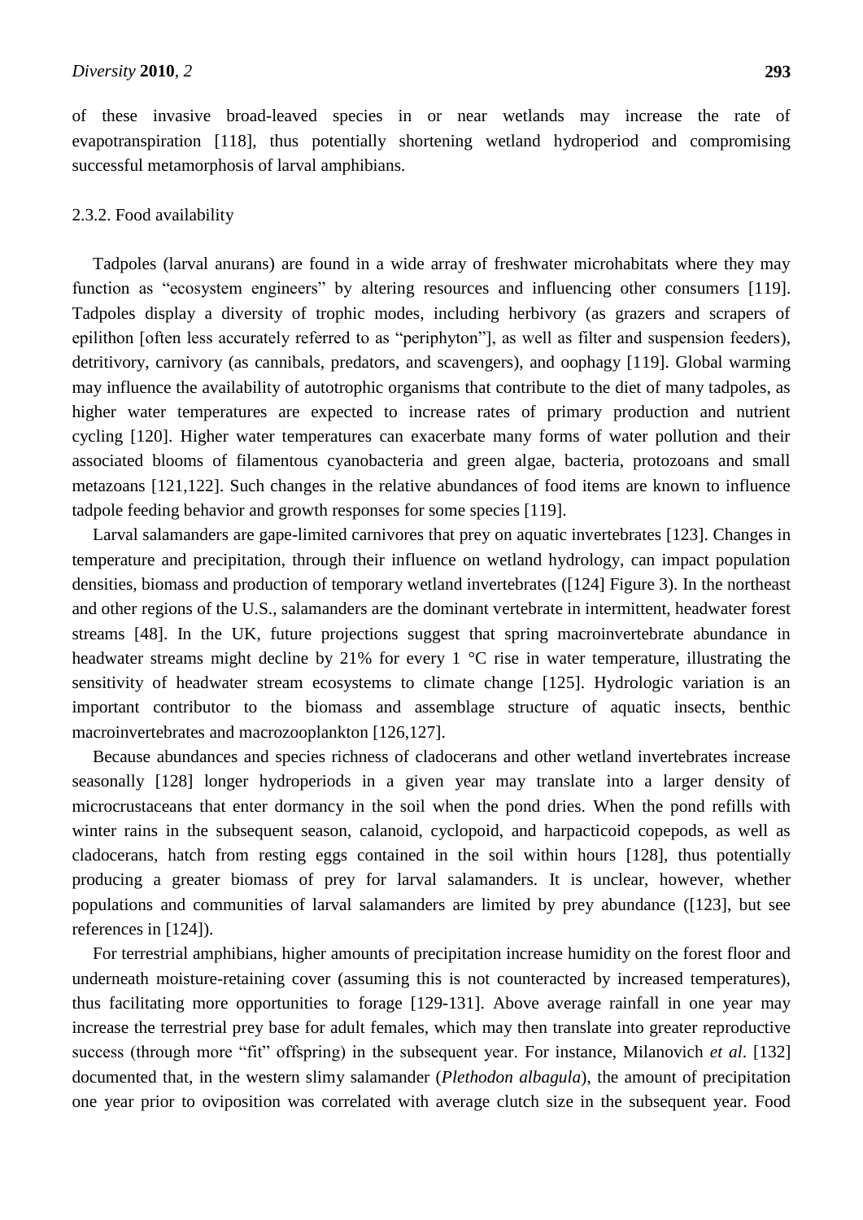of these invasive broad-leaved species in or near wetlands may increase the rate of evapotranspiration [118], thus potentially shortening wetland hydroperiod and compromising successful metamorphosis of larval amphibians.

### 2.3.2. Food availability

Tadpoles (larval anurans) are found in a wide array of freshwater microhabitats where they may function as "ecosystem engineers" by altering resources and influencing other consumers [119]. Tadpoles display a diversity of trophic modes, including herbivory (as grazers and scrapers of epilithon [often less accurately referred to as "periphyton"], as well as filter and suspension feeders), detritivory, carnivory (as cannibals, predators, and scavengers), and oophagy [119]. Global warming may influence the availability of autotrophic organisms that contribute to the diet of many tadpoles, as higher water temperatures are expected to increase rates of primary production and nutrient cycling [120]. Higher water temperatures can exacerbate many forms of water pollution and their associated blooms of filamentous cyanobacteria and green algae, bacteria, protozoans and small metazoans [121,122]. Such changes in the relative abundances of food items are known to influence tadpole feeding behavior and growth responses for some species [119].

Larval salamanders are gape-limited carnivores that prey on aquatic invertebrates [123]. Changes in temperature and precipitation, through their influence on wetland hydrology, can impact population densities, biomass and production of temporary wetland invertebrates ([124] Figure 3). In the northeast and other regions of the U.S., salamanders are the dominant vertebrate in intermittent, headwater forest streams [48]. In the UK, future projections suggest that spring macroinvertebrate abundance in headwater streams might decline by 21% for every 1 °C rise in water temperature, illustrating the sensitivity of headwater stream ecosystems to climate change [125]. Hydrologic variation is an important contributor to the biomass and assemblage structure of aquatic insects, benthic macroinvertebrates and macrozooplankton [126,127].

Because abundances and species richness of cladocerans and other wetland invertebrates increase seasonally [128] longer hydroperiods in a given year may translate into a larger density of microcrustaceans that enter dormancy in the soil when the pond dries. When the pond refills with winter rains in the subsequent season, calanoid, cyclopoid, and harpacticoid copepods, as well as cladocerans, hatch from resting eggs contained in the soil within hours [128], thus potentially producing a greater biomass of prey for larval salamanders. It is unclear, however, whether populations and communities of larval salamanders are limited by prey abundance ([123], but see references in [124]).

For terrestrial amphibians, higher amounts of precipitation increase humidity on the forest floor and underneath moisture-retaining cover (assuming this is not counteracted by increased temperatures), thus facilitating more opportunities to forage [129-131]. Above average rainfall in one year may increase the terrestrial prey base for adult females, which may then translate into greater reproductive success (through more "fit" offspring) in the subsequent year. For instance, Milanovich *et al*. [132] documented that, in the western slimy salamander (*Plethodon albagula*), the amount of precipitation one year prior to oviposition was correlated with average clutch size in the subsequent year. Food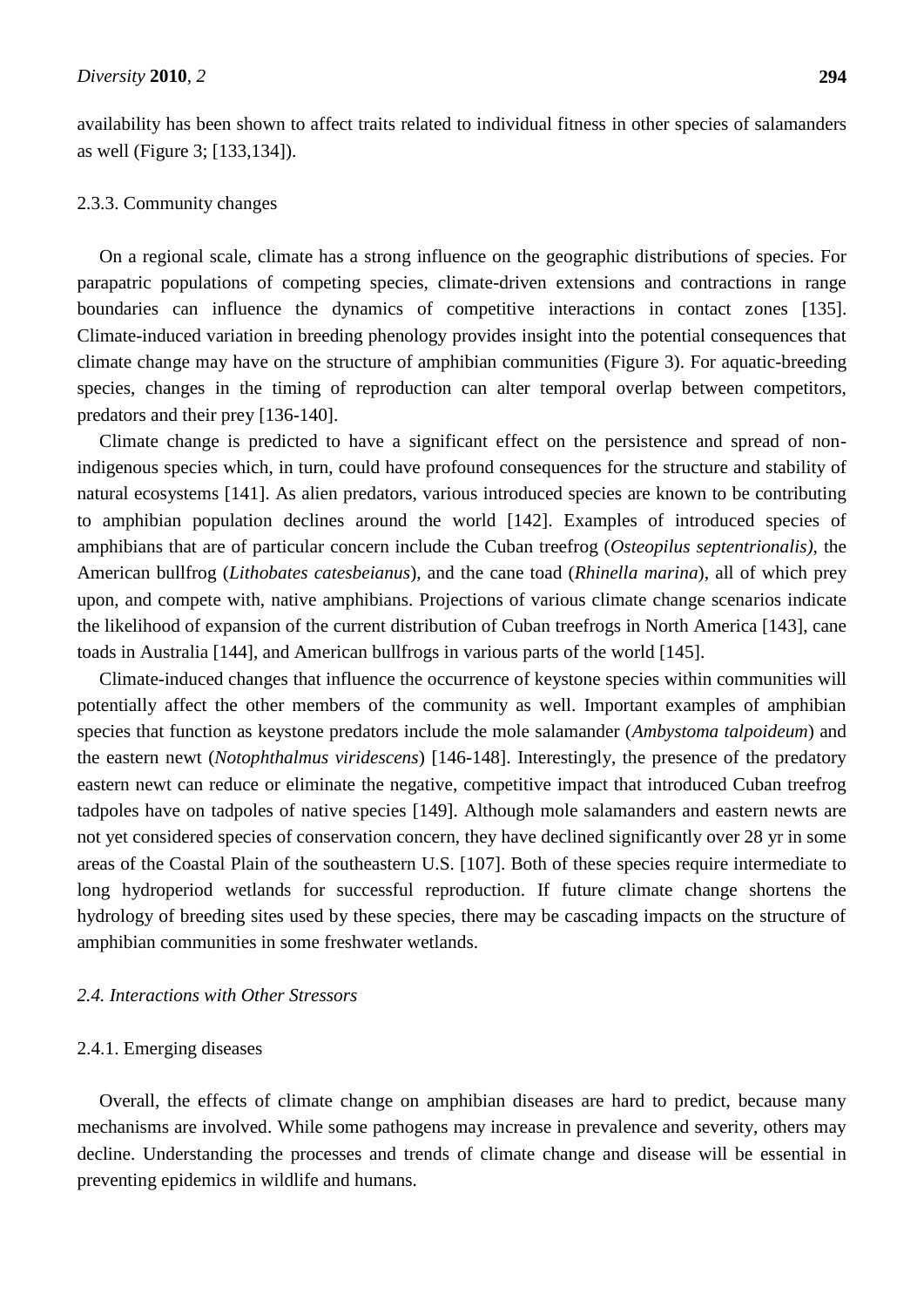availability has been shown to affect traits related to individual fitness in other species of salamanders as well (Figure 3; [133,134]).

#### 2.3.3. Community changes

On a regional scale, climate has a strong influence on the geographic distributions of species. For parapatric populations of competing species, climate-driven extensions and contractions in range boundaries can influence the dynamics of competitive interactions in contact zones [135]. Climate-induced variation in breeding phenology provides insight into the potential consequences that climate change may have on the structure of amphibian communities (Figure 3). For aquatic-breeding species, changes in the timing of reproduction can alter temporal overlap between competitors, predators and their prey [136-140].

Climate change is predicted to have a significant effect on the persistence and spread of non-indigenous species which, in turn, could have profound consequences for the structure and stability of natural ecosystems [141]. As alien predators, various introduced species are known to be contributing to amphibian population declines around the world [142]. Examples of introduced species of amphibians that are of particular concern include the Cuban treefrog (*Osteopilus septentrionalis)*, the American bullfrog (*Lithobates catesbeianus*), and the cane toad (*Rhinella marina*), all of which prey upon, and compete with, native amphibians. Projections of various climate change scenarios indicate the likelihood of expansion of the current distribution of Cuban treefrogs in North America [143], cane toads in Australia [144], and American bullfrogs in various parts of the world [145].

Climate-induced changes that influence the occurrence of keystone species within communities will potentially affect the other members of the community as well. Important examples of amphibian species that function as keystone predators include the mole salamander (*Ambystoma talpoideum*) and the eastern newt (*Notophthalmus viridescens*) [146-148]. Interestingly, the presence of the predatory eastern newt can reduce or eliminate the negative, competitive impact that introduced Cuban treefrog tadpoles have on tadpoles of native species [149]. Although mole salamanders and eastern newts are not yet considered species of conservation concern, they have declined significantly over 28 yr in some areas of the Coastal Plain of the southeastern U.S. [107]. Both of these species require intermediate to long hydroperiod wetlands for successful reproduction. If future climate change shortens the hydrology of breeding sites used by these species, there may be cascading impacts on the structure of amphibian communities in some freshwater wetlands.

### *2.4. Interactions with Other Stressors*

#### 2.4.1. Emerging diseases

Overall, the effects of climate change on amphibian diseases are hard to predict, because many mechanisms are involved. While some pathogens may increase in prevalence and severity, others may decline. Understanding the processes and trends of climate change and disease will be essential in preventing epidemics in wildlife and humans.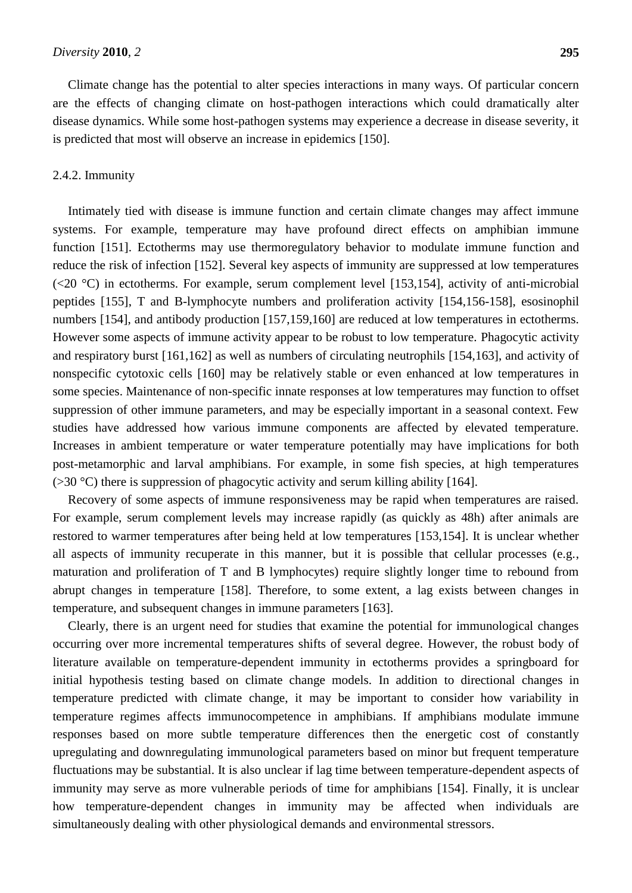Climate change has the potential to alter species interactions in many ways. Of particular concern are the effects of changing climate on host-pathogen interactions which could dramatically alter disease dynamics. While some host-pathogen systems may experience a decrease in disease severity, it is predicted that most will observe an increase in epidemics [150].

### 2.4.2. Immunity

Intimately tied with disease is immune function and certain climate changes may affect immune systems. For example, temperature may have profound direct effects on amphibian immune function [151]. Ectotherms may use thermoregulatory behavior to modulate immune function and reduce the risk of infection [152]. Several key aspects of immunity are suppressed at low temperatures (<20 °C) in ectotherms. For example, serum complement level [153,154], activity of anti-microbial peptides [155], T and B-lymphocyte numbers and proliferation activity [154,156-158], esosinophil numbers [154], and antibody production [157,159,160] are reduced at low temperatures in ectotherms. However some aspects of immune activity appear to be robust to low temperature. Phagocytic activity and respiratory burst [161,162] as well as numbers of circulating neutrophils [154,163], and activity of nonspecific cytotoxic cells [160] may be relatively stable or even enhanced at low temperatures in some species. Maintenance of non-specific innate responses at low temperatures may function to offset suppression of other immune parameters, and may be especially important in a seasonal context. Few studies have addressed how various immune components are affected by elevated temperature. Increases in ambient temperature or water temperature potentially may have implications for both post-metamorphic and larval amphibians. For example, in some fish species, at high temperatures (>30 °C) there is suppression of phagocytic activity and serum killing ability [164].

Recovery of some aspects of immune responsiveness may be rapid when temperatures are raised. For example, serum complement levels may increase rapidly (as quickly as 48h) after animals are restored to warmer temperatures after being held at low temperatures [153,154]. It is unclear whether all aspects of immunity recuperate in this manner, but it is possible that cellular processes (e.g., maturation and proliferation of T and B lymphocytes) require slightly longer time to rebound from abrupt changes in temperature [158]. Therefore, to some extent, a lag exists between changes in temperature, and subsequent changes in immune parameters [163].

Clearly, there is an urgent need for studies that examine the potential for immunological changes occurring over more incremental temperatures shifts of several degree. However, the robust body of literature available on temperature-dependent immunity in ectotherms provides a springboard for initial hypothesis testing based on climate change models. In addition to directional changes in temperature predicted with climate change, it may be important to consider how variability in temperature regimes affects immunocompetence in amphibians. If amphibians modulate immune responses based on more subtle temperature differences then the energetic cost of constantly upregulating and downregulating immunological parameters based on minor but frequent temperature fluctuations may be substantial. It is also unclear if lag time between temperature-dependent aspects of immunity may serve as more vulnerable periods of time for amphibians [154]. Finally, it is unclear how temperature-dependent changes in immunity may be affected when individuals are simultaneously dealing with other physiological demands and environmental stressors.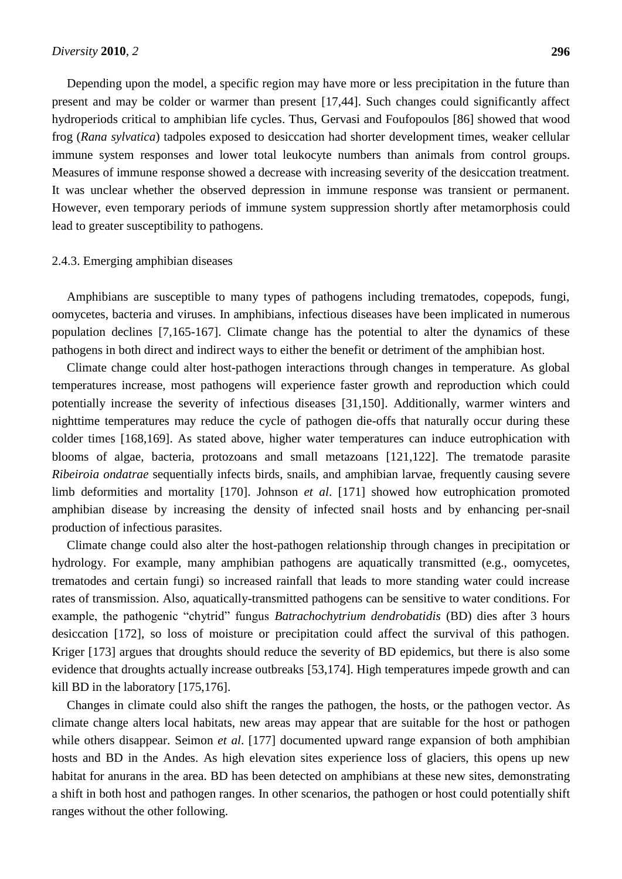Depending upon the model, a specific region may have more or less precipitation in the future than present and may be colder or warmer than present [17,44]. Such changes could significantly affect hydroperiods critical to amphibian life cycles. Thus, Gervasi and Foufopoulos [86] showed that wood frog (*Rana sylvatica*) tadpoles exposed to desiccation had shorter development times, weaker cellular immune system responses and lower total leukocyte numbers than animals from control groups. Measures of immune response showed a decrease with increasing severity of the desiccation treatment. It was unclear whether the observed depression in immune response was transient or permanent. However, even temporary periods of immune system suppression shortly after metamorphosis could lead to greater susceptibility to pathogens.

#### 2.4.3. Emerging amphibian diseases

Amphibians are susceptible to many types of pathogens including trematodes, copepods, fungi, oomycetes, bacteria and viruses. In amphibians, infectious diseases have been implicated in numerous population declines [7,165-167]. Climate change has the potential to alter the dynamics of these pathogens in both direct and indirect ways to either the benefit or detriment of the amphibian host.

Climate change could alter host-pathogen interactions through changes in temperature. As global temperatures increase, most pathogens will experience faster growth and reproduction which could potentially increase the severity of infectious diseases [31,150]. Additionally, warmer winters and nighttime temperatures may reduce the cycle of pathogen die-offs that naturally occur during these colder times [168,169]. As stated above, higher water temperatures can induce eutrophication with blooms of algae, bacteria, protozoans and small metazoans [121,122]. The trematode parasite *Ribeiroia ondatrae* sequentially infects birds, snails, and amphibian larvae, frequently causing severe limb deformities and mortality [170]. Johnson *et al*. [171] showed how eutrophication promoted amphibian disease by increasing the density of infected snail hosts and by enhancing per-snail production of infectious parasites.

Climate change could also alter the host-pathogen relationship through changes in precipitation or hydrology. For example, many amphibian pathogens are aquatically transmitted (e.g., oomycetes, trematodes and certain fungi) so increased rainfall that leads to more standing water could increase rates of transmission. Also, aquatically-transmitted pathogens can be sensitive to water conditions. For example, the pathogenic "chytrid" fungus *Batrachochytrium dendrobatidis* (BD) dies after 3 hours desiccation [172], so loss of moisture or precipitation could affect the survival of this pathogen. Kriger [173] argues that droughts should reduce the severity of BD epidemics, but there is also some evidence that droughts actually increase outbreaks [53,174]. High temperatures impede growth and can kill BD in the laboratory [175,176].

Changes in climate could also shift the ranges the pathogen, the hosts, or the pathogen vector. As climate change alters local habitats, new areas may appear that are suitable for the host or pathogen while others disappear. Seimon *et al*. [177] documented upward range expansion of both amphibian hosts and BD in the Andes. As high elevation sites experience loss of glaciers, this opens up new habitat for anurans in the area. BD has been detected on amphibians at these new sites, demonstrating a shift in both host and pathogen ranges. In other scenarios, the pathogen or host could potentially shift ranges without the other following.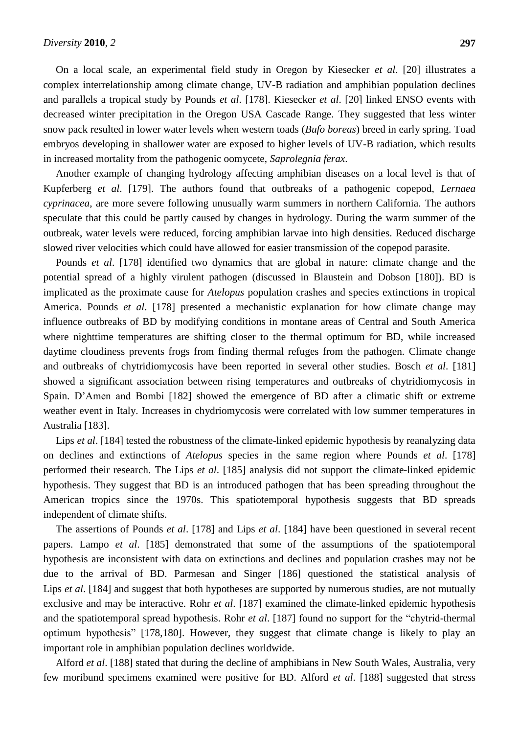On a local scale, an experimental field study in Oregon by Kiesecker *et al*. [20] illustrates a complex interrelationship among climate change, UV-B radiation and amphibian population declines and parallels a tropical study by Pounds *et al*. [178]. Kiesecker *et al*. [20] linked ENSO events with decreased winter precipitation in the Oregon USA Cascade Range. They suggested that less winter snow pack resulted in lower water levels when western toads (*Bufo boreas*) breed in early spring. Toad embryos developing in shallower water are exposed to higher levels of UV-B radiation, which results in increased mortality from the pathogenic oomycete, *Saprolegnia ferax*.

Another example of changing hydrology affecting amphibian diseases on a local level is that of Kupferberg *et al*. [179]. The authors found that outbreaks of a pathogenic copepod, *Lernaea cyprinacea*, are more severe following unusually warm summers in northern California. The authors speculate that this could be partly caused by changes in hydrology. During the warm summer of the outbreak, water levels were reduced, forcing amphibian larvae into high densities. Reduced discharge slowed river velocities which could have allowed for easier transmission of the copepod parasite.

Pounds *et al*. [178] identified two dynamics that are global in nature: climate change and the potential spread of a highly virulent pathogen (discussed in Blaustein and Dobson [180]). BD is implicated as the proximate cause for *Atelopus* population crashes and species extinctions in tropical America. Pounds *et al*. [178] presented a mechanistic explanation for how climate change may influence outbreaks of BD by modifying conditions in montane areas of Central and South America where nighttime temperatures are shifting closer to the thermal optimum for BD, while increased daytime cloudiness prevents frogs from finding thermal refuges from the pathogen. Climate change and outbreaks of chytridiomycosis have been reported in several other studies. Bosch *et al*. [181] showed a significant association between rising temperatures and outbreaks of chytridiomycosis in Spain. D'Amen and Bombi [182] showed the emergence of BD after a climatic shift or extreme weather event in Italy. Increases in chydriomycosis were correlated with low summer temperatures in Australia [183].

Lips *et al*. [184] tested the robustness of the climate-linked epidemic hypothesis by reanalyzing data on declines and extinctions of *Atelopus* species in the same region where Pounds *et al*. [178] performed their research. The Lips *et al*. [185] analysis did not support the climate-linked epidemic hypothesis. They suggest that BD is an introduced pathogen that has been spreading throughout the American tropics since the 1970s. This spatiotemporal hypothesis suggests that BD spreads independent of climate shifts.

The assertions of Pounds *et al*. [178] and Lips *et al*. [184] have been questioned in several recent papers. Lampo *et al*. [185] demonstrated that some of the assumptions of the spatiotemporal hypothesis are inconsistent with data on extinctions and declines and population crashes may not be due to the arrival of BD. Parmesan and Singer [186] questioned the statistical analysis of Lips *et al*. [184] and suggest that both hypotheses are supported by numerous studies, are not mutually exclusive and may be interactive. Rohr *et al*. [187] examined the climate-linked epidemic hypothesis and the spatiotemporal spread hypothesis. Rohr *et al*. [187] found no support for the "chytrid-thermal optimum hypothesis" [178,180]. However, they suggest that climate change is likely to play an important role in amphibian population declines worldwide.

Alford *et al*. [188] stated that during the decline of amphibians in New South Wales, Australia, very few moribund specimens examined were positive for BD. Alford *et al*. [188] suggested that stress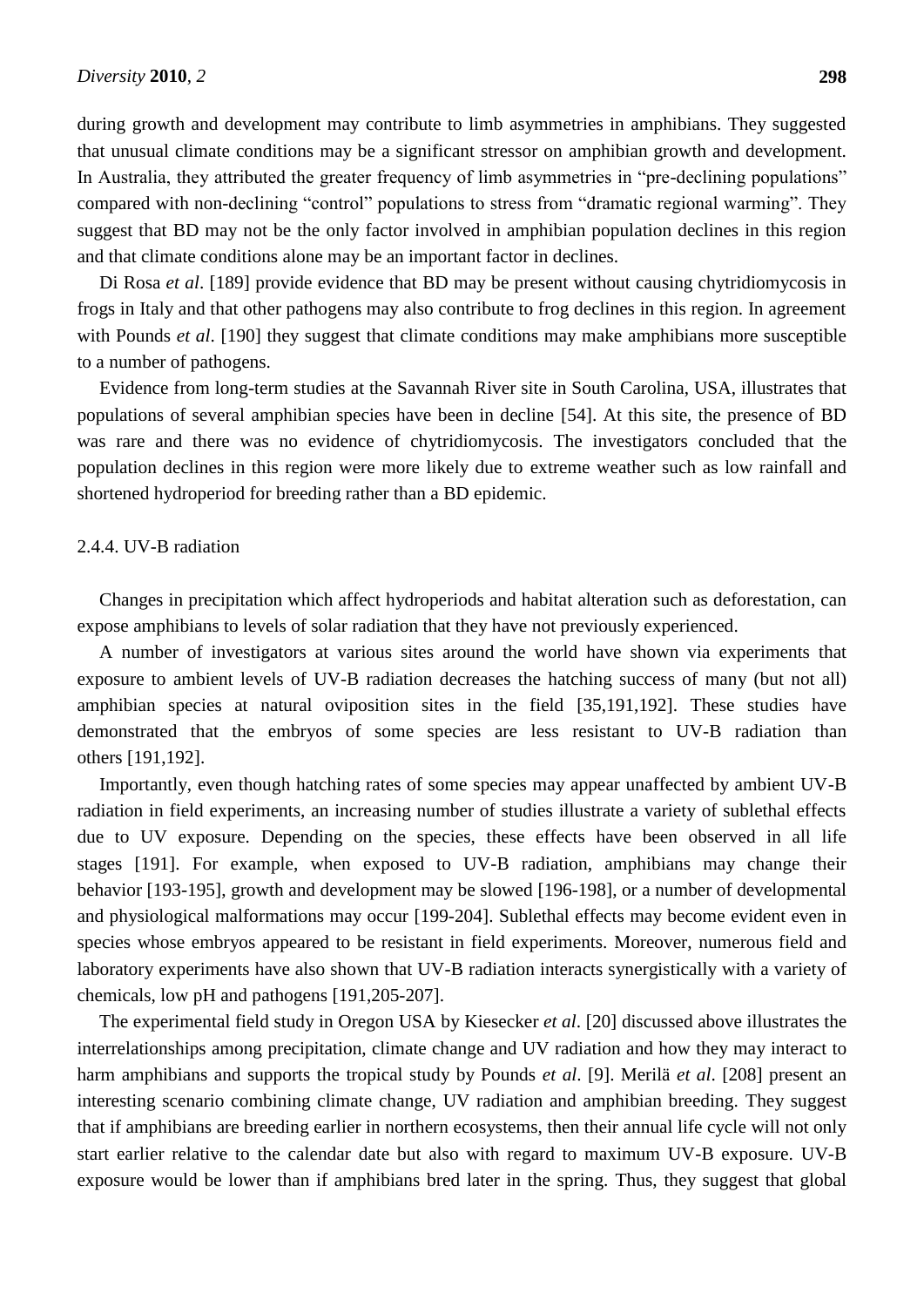during growth and development may contribute to limb asymmetries in amphibians. They suggested that unusual climate conditions may be a significant stressor on amphibian growth and development. In Australia, they attributed the greater frequency of limb asymmetries in "pre-declining populations" compared with non-declining "control" populations to stress from "dramatic regional warming". They suggest that BD may not be the only factor involved in amphibian population declines in this region and that climate conditions alone may be an important factor in declines.

Di Rosa *et al*. [189] provide evidence that BD may be present without causing chytridiomycosis in frogs in Italy and that other pathogens may also contribute to frog declines in this region. In agreement with Pounds *et al*. [190] they suggest that climate conditions may make amphibians more susceptible to a number of pathogens.

Evidence from long-term studies at the Savannah River site in South Carolina, USA, illustrates that populations of several amphibian species have been in decline [54]. At this site, the presence of BD was rare and there was no evidence of chytridiomycosis. The investigators concluded that the population declines in this region were more likely due to extreme weather such as low rainfall and shortened hydroperiod for breeding rather than a BD epidemic.

#### 2.4.4. UV-B radiation

Changes in precipitation which affect hydroperiods and habitat alteration such as deforestation, can expose amphibians to levels of solar radiation that they have not previously experienced.

A number of investigators at various sites around the world have shown via experiments that exposure to ambient levels of UV-B radiation decreases the hatching success of many (but not all) amphibian species at natural oviposition sites in the field [35,191,192]. These studies have demonstrated that the embryos of some species are less resistant to UV-B radiation than others [191,192].

Importantly, even though hatching rates of some species may appear unaffected by ambient UV-B radiation in field experiments, an increasing number of studies illustrate a variety of sublethal effects due to UV exposure. Depending on the species, these effects have been observed in all life stages [191]. For example, when exposed to UV-B radiation, amphibians may change their behavior [193-195], growth and development may be slowed [196-198], or a number of developmental and physiological malformations may occur [199-204]. Sublethal effects may become evident even in species whose embryos appeared to be resistant in field experiments. Moreover, numerous field and laboratory experiments have also shown that UV-B radiation interacts synergistically with a variety of chemicals, low pH and pathogens [191,205-207].

The experimental field study in Oregon USA by Kiesecker *et al*. [20] discussed above illustrates the interrelationships among precipitation, climate change and UV radiation and how they may interact to harm amphibians and supports the tropical study by Pounds *et al*. [9]. Merilä *et al*. [208] present an interesting scenario combining climate change, UV radiation and amphibian breeding. They suggest that if amphibians are breeding earlier in northern ecosystems, then their annual life cycle will not only start earlier relative to the calendar date but also with regard to maximum UV-B exposure. UV-B exposure would be lower than if amphibians bred later in the spring. Thus, they suggest that global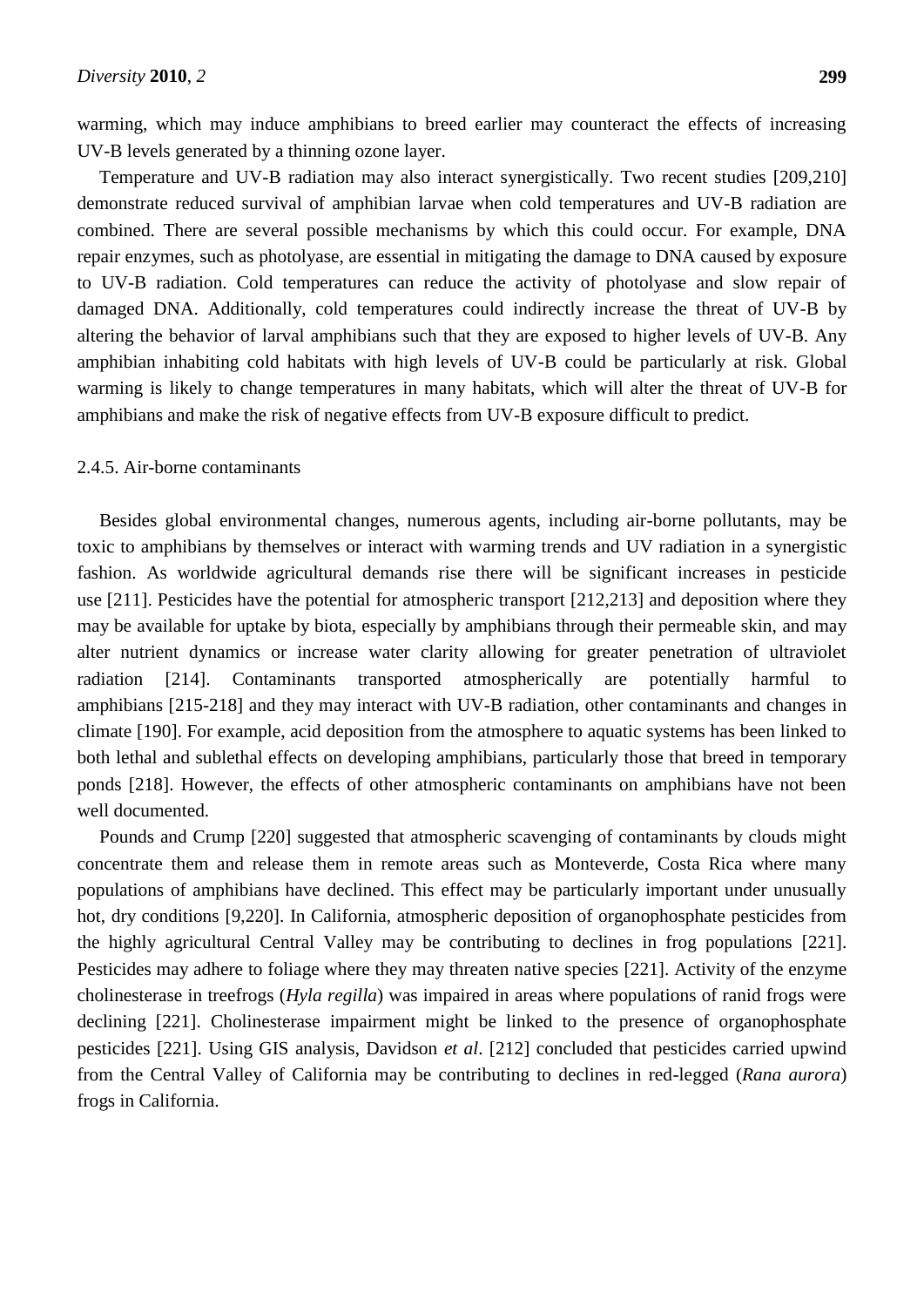warming, which may induce amphibians to breed earlier may counteract the effects of increasing UV-B levels generated by a thinning ozone layer.

Temperature and UV-B radiation may also interact synergistically. Two recent studies [209,210] demonstrate reduced survival of amphibian larvae when cold temperatures and UV-B radiation are combined. There are several possible mechanisms by which this could occur. For example, DNA repair enzymes, such as photolyase, are essential in mitigating the damage to DNA caused by exposure to UV-B radiation. Cold temperatures can reduce the activity of photolyase and slow repair of damaged DNA. Additionally, cold temperatures could indirectly increase the threat of UV-B by altering the behavior of larval amphibians such that they are exposed to higher levels of UV-B. Any amphibian inhabiting cold habitats with high levels of UV-B could be particularly at risk. Global warming is likely to change temperatures in many habitats, which will alter the threat of UV-B for amphibians and make the risk of negative effects from UV-B exposure difficult to predict.

#### 2.4.5. Air-borne contaminants

Besides global environmental changes, numerous agents, including air-borne pollutants, may be toxic to amphibians by themselves or interact with warming trends and UV radiation in a synergistic fashion. As worldwide agricultural demands rise there will be significant increases in pesticide use [211]. Pesticides have the potential for atmospheric transport [212,213] and deposition where they may be available for uptake by biota, especially by amphibians through their permeable skin, and may alter nutrient dynamics or increase water clarity allowing for greater penetration of ultraviolet radiation [214]. Contaminants transported atmospherically are potentially harmful to amphibians [215-218] and they may interact with UV-B radiation, other contaminants and changes in climate [190]. For example, acid deposition from the atmosphere to aquatic systems has been linked to both lethal and sublethal effects on developing amphibians, particularly those that breed in temporary ponds [218]. However, the effects of other atmospheric contaminants on amphibians have not been well documented.

Pounds and Crump [220] suggested that atmospheric scavenging of contaminants by clouds might concentrate them and release them in remote areas such as Monteverde, Costa Rica where many populations of amphibians have declined. This effect may be particularly important under unusually hot, dry conditions [9,220]. In California, atmospheric deposition of organophosphate pesticides from the highly agricultural Central Valley may be contributing to declines in frog populations [221]. Pesticides may adhere to foliage where they may threaten native species [221]. Activity of the enzyme cholinesterase in treefrogs (*Hyla regilla*) was impaired in areas where populations of ranid frogs were declining [221]. Cholinesterase impairment might be linked to the presence of organophosphate pesticides [221]. Using GIS analysis, Davidson *et al*. [212] concluded that pesticides carried upwind from the Central Valley of California may be contributing to declines in red-legged (*Rana aurora*) frogs in California.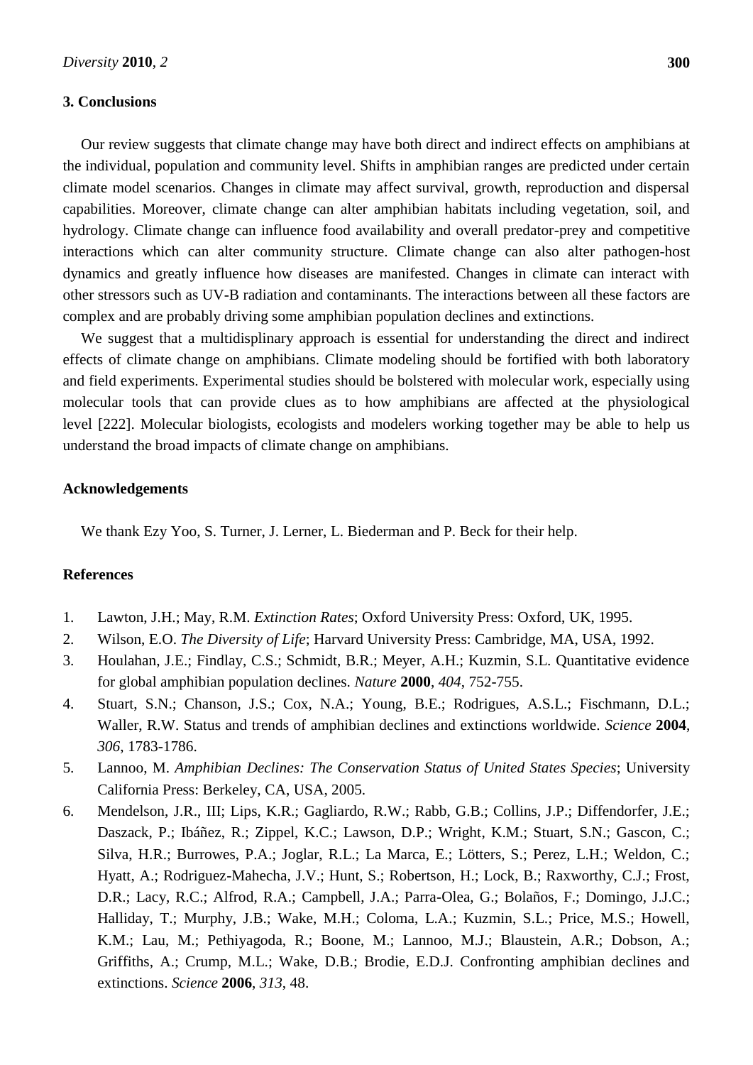## 3. Conclusions

Our review suggests that climate change may have both direct and indirect effects on amphibians at the individual, population and community level. Shifts in amphibian ranges are predicted under certain climate model scenarios. Changes in climate may affect survival, growth, reproduction and dispersal capabilities. Moreover, climate change can alter amphibian habitats including vegetation, soil, and hydrology. Climate change can influence food availability and overall predator-prey and competitive interactions which can alter community structure. Climate change can also alter pathogen-host dynamics and greatly influence how diseases are manifested. Changes in climate can interact with other stressors such as UV-B radiation and contaminants. The interactions between all these factors are complex and are probably driving some amphibian population declines and extinctions.

We suggest that a multidisplinary approach is essential for understanding the direct and indirect effects of climate change on amphibians. Climate modeling should be fortified with both laboratory and field experiments. Experimental studies should be bolstered with molecular work, especially using molecular tools that can provide clues as to how amphibians are affected at the physiological level [222]. Molecular biologists, ecologists and modelers working together may be able to help us understand the broad impacts of climate change on amphibians.

## Acknowledgements

We thank Ezy Yoo, S. Turner, J. Lerner, L. Biederman and P. Beck for their help.

## References

1. Lawton, J.H.; May, R.M. *Extinction Rates*; Oxford University Press: Oxford, UK, 1995.
2. Wilson, E.O. *The Diversity of Life*; Harvard University Press: Cambridge, MA, USA, 1992.
3. Houlahan, J.E.; Findlay, C.S.; Schmidt, B.R.; Meyer, A.H.; Kuzmin, S.L. Quantitative evidence for global amphibian population declines. *Nature* **2000**, *404*, 752-755.
4. Stuart, S.N.; Chanson, J.S.; Cox, N.A.; Young, B.E.; Rodrigues, A.S.L.; Fischmann, D.L.; Waller, R.W. Status and trends of amphibian declines and extinctions worldwide. *Science* **2004**, *306*, 1783-1786.
5. Lannoo, M. *Amphibian Declines: The Conservation Status of United States Species*; University California Press: Berkeley, CA, USA, 2005.
6. Mendelson, J.R., III; Lips, K.R.; Gagliardo, R.W.; Rabb, G.B.; Collins, J.P.; Diffendorfer, J.E.; Daszack, P.; Ibáñez, R.; Zippel, K.C.; Lawson, D.P.; Wright, K.M.; Stuart, S.N.; Gascon, C.; Silva, H.R.; Burrowes, P.A.; Joglar, R.L.; La Marca, E.; Lötters, S.; Perez, L.H.; Weldon, C.; Hyatt, A.; Rodriguez-Mahecha, J.V.; Hunt, S.; Robertson, H.; Lock, B.; Raxworthy, C.J.; Frost, D.R.; Lacy, R.C.; Alfrod, R.A.; Campbell, J.A.; Parra-Olea, G.; Bolaños, F.; Domingo, J.J.C.; Halliday, T.; Murphy, J.B.; Wake, M.H.; Coloma, L.A.; Kuzmin, S.L.; Price, M.S.; Howell, K.M.; Lau, M.; Pethiyagoda, R.; Boone, M.; Lannoo, M.J.; Blaustein, A.R.; Dobson, A.; Griffiths, A.; Crump, M.L.; Wake, D.B.; Brodie, E.D.J. Confronting amphibian declines and extinctions. *Science* **2006**, *313*, 48.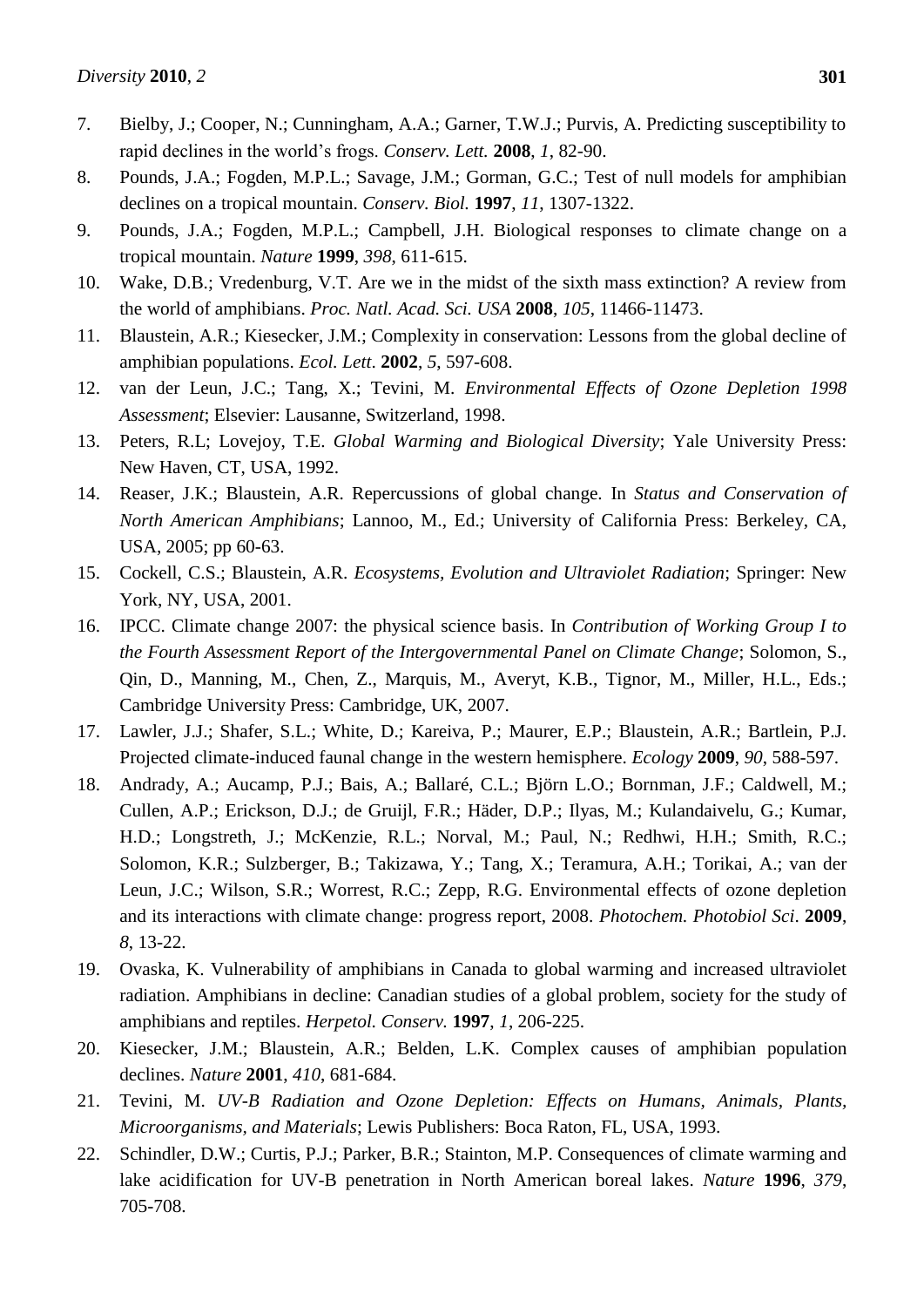7. Bielby, J.; Cooper, N.; Cunningham, A.A.; Garner, T.W.J.; Purvis, A. Predicting susceptibility to rapid declines in the world's frogs. *Conserv. Lett.* **2008**, *1*, 82-90.
8. Pounds, J.A.; Fogden, M.P.L.; Savage, J.M.; Gorman, G.C.; Test of null models for amphibian declines on a tropical mountain. *Conserv. Biol.* **1997**, *11*, 1307-1322.
9. Pounds, J.A.; Fogden, M.P.L.; Campbell, J.H. Biological responses to climate change on a tropical mountain. *Nature* **1999**, *398*, 611-615.
10. Wake, D.B.; Vredenburg, V.T. Are we in the midst of the sixth mass extinction? A review from the world of amphibians. *Proc. Natl. Acad. Sci. USA* **2008**, *105*, 11466-11473.
11. Blaustein, A.R.; Kiesecker, J.M.; Complexity in conservation: Lessons from the global decline of amphibian populations. *Ecol. Lett*. **2002**, *5*, 597-608.
12. van der Leun, J.C.; Tang, X.; Tevini, M. *Environmental Effects of Ozone Depletion 1998 Assessment*; Elsevier: Lausanne, Switzerland, 1998.
13. Peters, R.L; Lovejoy, T.E. *Global Warming and Biological Diversity*; Yale University Press: New Haven, CT, USA, 1992.
14. Reaser, J.K.; Blaustein, A.R. Repercussions of global change. In *Status and Conservation of North American Amphibians*; Lannoo, M., Ed.; University of California Press: Berkeley, CA, USA, 2005; pp 60-63.
15. Cockell, C.S.; Blaustein, A.R. *Ecosystems, Evolution and Ultraviolet Radiation*; Springer: New York, NY, USA, 2001.
16. IPCC. Climate change 2007: the physical science basis. In *Contribution of Working Group I to the Fourth Assessment Report of the Intergovernmental Panel on Climate Change*; Solomon, S., Qin, D., Manning, M., Chen, Z., Marquis, M., Averyt, K.B., Tignor, M., Miller, H.L., Eds.; Cambridge University Press: Cambridge, UK, 2007.
17. Lawler, J.J.; Shafer, S.L.; White, D.; Kareiva, P.; Maurer, E.P.; Blaustein, A.R.; Bartlein, P.J. Projected climate-induced faunal change in the western hemisphere. *Ecology* **2009**, *90*, 588-597.
18. Andrady, A.; Aucamp, P.J.; Bais, A.; Ballaré, C.L.; Björn L.O.; Bornman, J.F.; Caldwell, M.; Cullen, A.P.; Erickson, D.J.; de Gruijl, F.R.; Häder, D.P.; Ilyas, M.; Kulandaivelu, G.; Kumar, H.D.; Longstreth, J.; McKenzie, R.L.; Norval, M.; Paul, N.; Redhwi, H.H.; Smith, R.C.; Solomon, K.R.; Sulzberger, B.; Takizawa, Y.; Tang, X.; Teramura, A.H.; Torikai, A.; van der Leun, J.C.; Wilson, S.R.; Worrest, R.C.; Zepp, R.G. Environmental effects of ozone depletion and its interactions with climate change: progress report, 2008. *Photochem. Photobiol Sci*. **2009**, *8*, 13-22.
19. Ovaska, K. Vulnerability of amphibians in Canada to global warming and increased ultraviolet radiation. Amphibians in decline: Canadian studies of a global problem, society for the study of amphibians and reptiles. *Herpetol. Conserv.* **1997**, *1*, 206-225.
20. Kiesecker, J.M.; Blaustein, A.R.; Belden, L.K. Complex causes of amphibian population declines. *Nature* **2001**, *410*, 681-684.
21. Tevini, M. *UV-B Radiation and Ozone Depletion: Effects on Humans, Animals, Plants, Microorganisms, and Materials*; Lewis Publishers: Boca Raton, FL, USA, 1993.
22. Schindler, D.W.; Curtis, P.J.; Parker, B.R.; Stainton, M.P. Consequences of climate warming and lake acidification for UV-B penetration in North American boreal lakes. *Nature* **1996**, *379*, 705-708.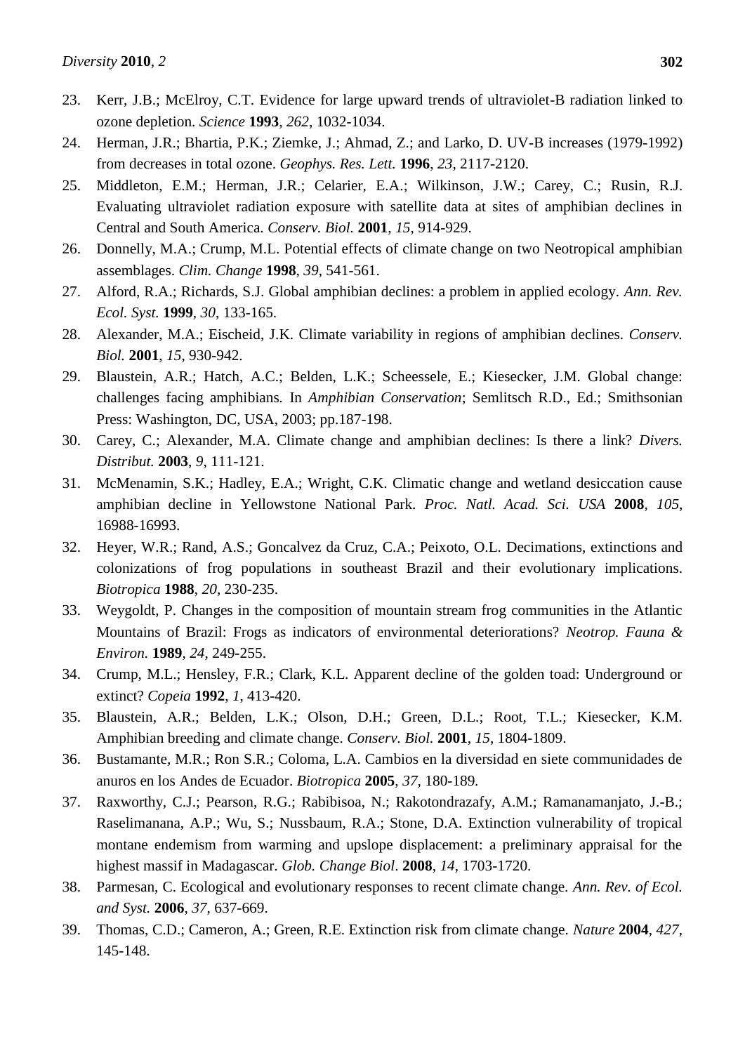23. Kerr, J.B.; McElroy, C.T. Evidence for large upward trends of ultraviolet-B radiation linked to ozone depletion. *Science* **1993**, *262*, 1032-1034.
24. Herman, J.R.; Bhartia, P.K.; Ziemke, J.; Ahmad, Z.; and Larko, D. UV-B increases (1979-1992) from decreases in total ozone. *Geophys. Res. Lett.* **1996**, *23*, 2117-2120.
25. Middleton, E.M.; Herman, J.R.; Celarier, E.A.; Wilkinson, J.W.; Carey, C.; Rusin, R.J. Evaluating ultraviolet radiation exposure with satellite data at sites of amphibian declines in Central and South America. *Conserv. Biol.* **2001**, *15*, 914-929.
26. Donnelly, M.A.; Crump, M.L. Potential effects of climate change on two Neotropical amphibian assemblages. *Clim. Change* **1998**, *39*, 541-561.
27. Alford, R.A.; Richards, S.J. Global amphibian declines: a problem in applied ecology. *Ann. Rev. Ecol. Syst.* **1999**, *30*, 133-165.
28. Alexander, M.A.; Eischeid, J.K. Climate variability in regions of amphibian declines. *Conserv. Biol.* **2001**, *15*, 930-942.
29. Blaustein, A.R.; Hatch, A.C.; Belden, L.K.; Scheessele, E.; Kiesecker, J.M. Global change: challenges facing amphibians. In *Amphibian Conservation*; Semlitsch R.D., Ed.; Smithsonian Press: Washington, DC, USA, 2003; pp.187-198.
30. Carey, C.; Alexander, M.A. Climate change and amphibian declines: Is there a link? *Divers. Distribut.* **2003**, *9*, 111-121.
31. McMenamin, S.K.; Hadley, E.A.; Wright, C.K. Climatic change and wetland desiccation cause amphibian decline in Yellowstone National Park. *Proc. Natl. Acad. Sci. USA* **2008**, *105*, 16988-16993.
32. Heyer, W.R.; Rand, A.S.; Goncalvez da Cruz, C.A.; Peixoto, O.L. Decimations, extinctions and colonizations of frog populations in southeast Brazil and their evolutionary implications. *Biotropica* **1988**, *20*, 230-235.
33. Weygoldt, P. Changes in the composition of mountain stream frog communities in the Atlantic Mountains of Brazil: Frogs as indicators of environmental deteriorations? *Neotrop. Fauna & Environ.* **1989**, *24*, 249-255.
34. Crump, M.L.; Hensley, F.R.; Clark, K.L. Apparent decline of the golden toad: Underground or extinct? *Copeia* **1992**, *1*, 413-420.
35. Blaustein, A.R.; Belden, L.K.; Olson, D.H.; Green, D.L.; Root, T.L.; Kiesecker, K.M. Amphibian breeding and climate change. *Conserv. Biol.* **2001**, *15*, 1804-1809.
36. Bustamante, M.R.; Ron S.R.; Coloma, L.A. Cambios en la diversidad en siete communidades de anuros en los Andes de Ecuador. *Biotropica* **2005**, *37*, 180-189.
37. Raxworthy, C.J.; Pearson, R.G.; Rabibisoa, N.; Rakotondrazafy, A.M.; Ramanamanjato, J.-B.; Raselimanana, A.P.; Wu, S.; Nussbaum, R.A.; Stone, D.A. Extinction vulnerability of tropical montane endemism from warming and upslope displacement: a preliminary appraisal for the highest massif in Madagascar. *Glob. Change Biol*. **2008**, *14*, 1703-1720.
38. Parmesan, C. Ecological and evolutionary responses to recent climate change. *Ann. Rev. of Ecol. and Syst.* **2006**, *37*, 637-669.
39. Thomas, C.D.; Cameron, A.; Green, R.E. Extinction risk from climate change. *Nature* **2004**, *427*, 145-148.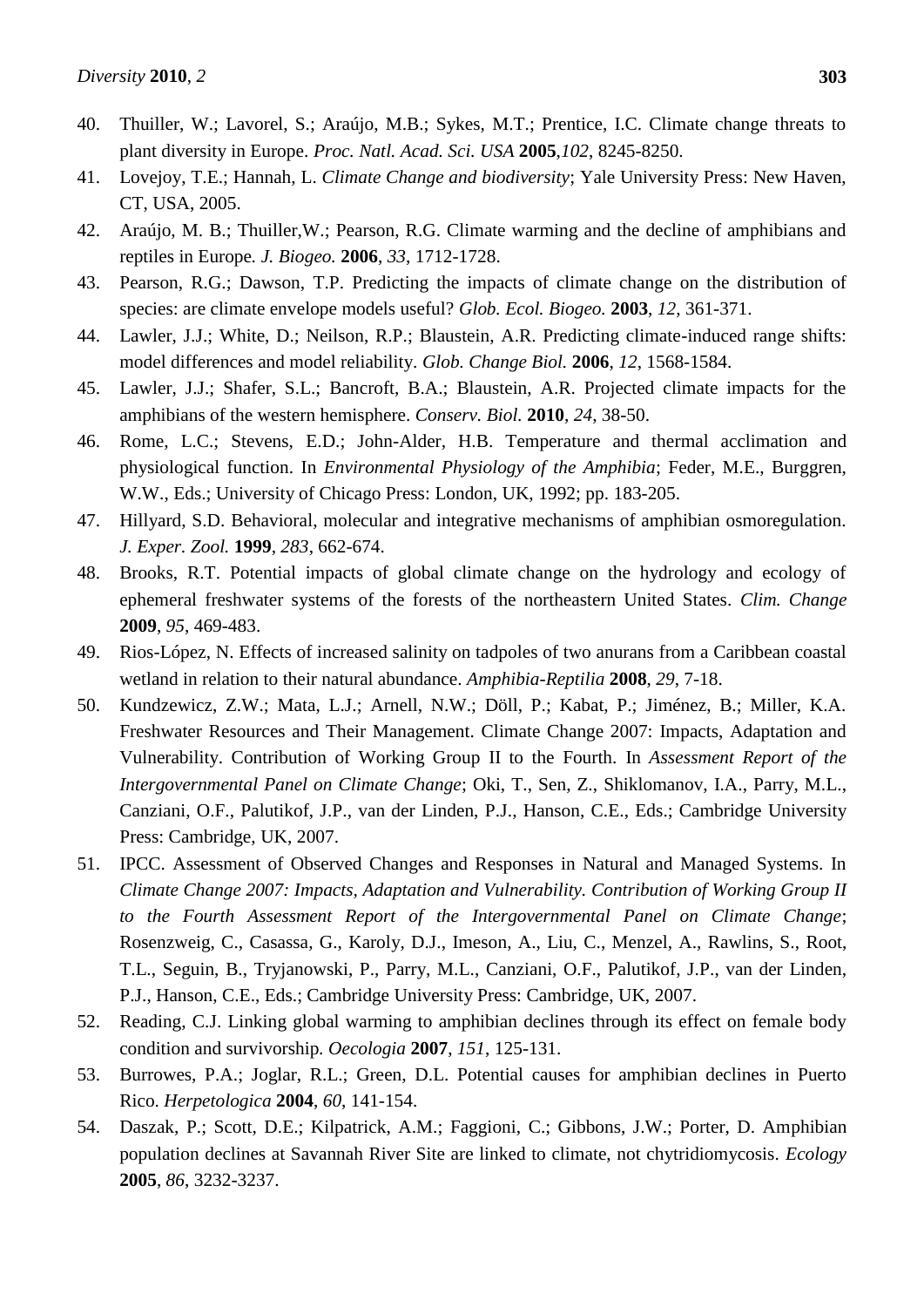40. Thuiller, W.; Lavorel, S.; Araújo, M.B.; Sykes, M.T.; Prentice, I.C. Climate change threats to plant diversity in Europe. *Proc. Natl. Acad. Sci. USA* **2005**,*102*, 8245-8250.
41. Lovejoy, T.E.; Hannah, L. *Climate Change and biodiversity*; Yale University Press: New Haven, CT, USA, 2005.
42. Araújo, M. B.; Thuiller,W.; Pearson, R.G. Climate warming and the decline of amphibians and reptiles in Europe. *J. Biogeo.* **2006**, *33*, 1712-1728.
43. Pearson, R.G.; Dawson, T.P. Predicting the impacts of climate change on the distribution of species: are climate envelope models useful? *Glob. Ecol. Biogeo.* **2003**, *12*, 361-371.
44. Lawler, J.J.; White, D.; Neilson, R.P.; Blaustein, A.R. Predicting climate-induced range shifts: model differences and model reliability. *Glob. Change Biol.* **2006**, *12*, 1568-1584.
45. Lawler, J.J.; Shafer, S.L.; Bancroft, B.A.; Blaustein, A.R. Projected climate impacts for the amphibians of the western hemisphere. *Conserv. Biol.* **2010**, *24*, 38-50.
46. Rome, L.C.; Stevens, E.D.; John-Alder, H.B. Temperature and thermal acclimation and physiological function. In *Environmental Physiology of the Amphibia*; Feder, M.E., Burggren, W.W., Eds.; University of Chicago Press: London, UK, 1992; pp. 183-205.
47. Hillyard, S.D. Behavioral, molecular and integrative mechanisms of amphibian osmoregulation. *J. Exper. Zool.* **1999**, *283*, 662-674.
48. Brooks, R.T. Potential impacts of global climate change on the hydrology and ecology of ephemeral freshwater systems of the forests of the northeastern United States. *Clim. Change* **2009**, *95*, 469-483.
49. Rios-López, N. Effects of increased salinity on tadpoles of two anurans from a Caribbean coastal wetland in relation to their natural abundance. *Amphibia-Reptilia* **2008**, *29*, 7-18.
50. Kundzewicz, Z.W.; Mata, L.J.; Arnell, N.W.; Döll, P.; Kabat, P.; Jiménez, B.; Miller, K.A. Freshwater Resources and Their Management. Climate Change 2007: Impacts, Adaptation and Vulnerability. Contribution of Working Group II to the Fourth. In *Assessment Report of the Intergovernmental Panel on Climate Change*; Oki, T., Sen, Z., Shiklomanov, I.A., Parry, M.L., Canziani, O.F., Palutikof, J.P., van der Linden, P.J., Hanson, C.E., Eds.; Cambridge University Press: Cambridge, UK, 2007.
51. IPCC. Assessment of Observed Changes and Responses in Natural and Managed Systems. In *Climate Change 2007: Impacts, Adaptation and Vulnerability. Contribution of Working Group II to the Fourth Assessment Report of the Intergovernmental Panel on Climate Change*; Rosenzweig, C., Casassa, G., Karoly, D.J., Imeson, A., Liu, C., Menzel, A., Rawlins, S., Root, T.L., Seguin, B., Tryjanowski, P., Parry, M.L., Canziani, O.F., Palutikof, J.P., van der Linden, P.J., Hanson, C.E., Eds.; Cambridge University Press: Cambridge, UK, 2007.
52. Reading, C.J. Linking global warming to amphibian declines through its effect on female body condition and survivorship. *Oecologia* **2007**, *151*, 125-131.
53. Burrowes, P.A.; Joglar, R.L.; Green, D.L. Potential causes for amphibian declines in Puerto Rico. *Herpetologica* **2004**, *60*, 141-154.
54. Daszak, P.; Scott, D.E.; Kilpatrick, A.M.; Faggioni, C.; Gibbons, J.W.; Porter, D. Amphibian population declines at Savannah River Site are linked to climate, not chytridiomycosis. *Ecology* **2005**, *86*, 3232-3237.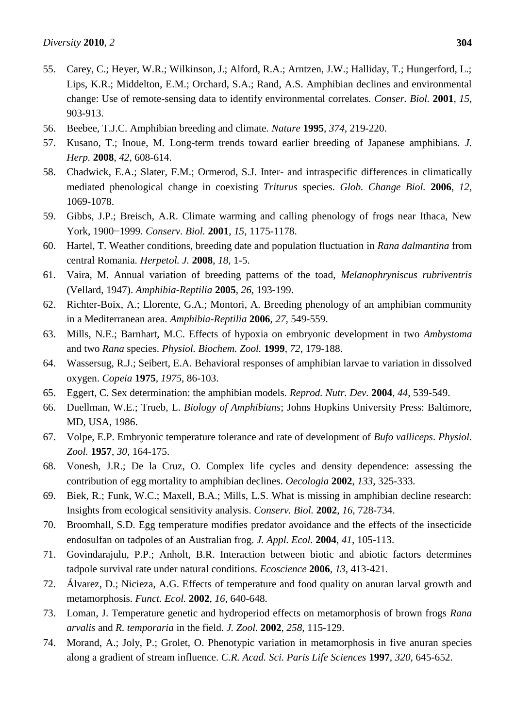55. Carey, C.; Heyer, W.R.; Wilkinson, J.; Alford, R.A.; Arntzen, J.W.; Halliday, T.; Hungerford, L.; Lips, K.R.; Middelton, E.M.; Orchard, S.A.; Rand, A.S. Amphibian declines and environmental change: Use of remote-sensing data to identify environmental correlates. *Conser. Biol.* **2001**, *15*, 903-913.
56. Beebee, T.J.C. Amphibian breeding and climate. *Nature* **1995**, *374*, 219-220.
57. Kusano, T.; Inoue, M. Long-term trends toward earlier breeding of Japanese amphibians. *J. Herp.* **2008**, *42*, 608-614.
58. Chadwick, E.A.; Slater, F.M.; Ormerod, S.J. Inter- and intraspecific differences in climatically mediated phenological change in coexisting *Triturus* species. *Glob. Change Biol.* **2006**, *12*, 1069-1078.
59. Gibbs, J.P.; Breisch, A.R. Climate warming and calling phenology of frogs near Ithaca, New York, 1900−1999. *Conserv. Biol.* **2001**, *15*, 1175-1178.
60. Hartel, T. Weather conditions, breeding date and population fluctuation in *Rana dalmantina* from central Romania. *Herpetol. J.* **2008**, *18*, 1-5.
61. Vaira, M. Annual variation of breeding patterns of the toad, *Melanophryniscus rubriventris* (Vellard, 1947). *Amphibia-Reptilia* **2005**, *26*, 193-199.
62. Richter-Boix, A.; Llorente, G.A.; Montori, A. Breeding phenology of an amphibian community in a Mediterranean area. *Amphibia-Reptilia* **2006**, *27*, 549-559.
63. Mills, N.E.; Barnhart, M.C. Effects of hypoxia on embryonic development in two *Ambystoma* and two *Rana* species. *Physiol. Biochem. Zool.* **1999**, *72*, 179-188.
64. Wassersug, R.J.; Seibert, E.A. Behavioral responses of amphibian larvae to variation in dissolved oxygen. *Copeia* **1975**, *1975*, 86-103.
65. Eggert, C. Sex determination: the amphibian models. *Reprod. Nutr. Dev.* **2004**, *44*, 539-549.
66. Duellman, W.E.; Trueb, L. *Biology of Amphibians*; Johns Hopkins University Press: Baltimore, MD, USA, 1986.
67. Volpe, E.P. Embryonic temperature tolerance and rate of development of *Bufo valliceps*. *Physiol. Zool.* **1957**, *30*, 164-175.
68. Vonesh, J.R.; De la Cruz, O. Complex life cycles and density dependence: assessing the contribution of egg mortality to amphibian declines. *Oecologia* **2002**, *133*, 325-333.
69. Biek, R.; Funk, W.C.; Maxell, B.A.; Mills, L.S. What is missing in amphibian decline research: Insights from ecological sensitivity analysis. *Conserv. Biol.* **2002**, *16*, 728-734.
70. Broomhall, S.D. Egg temperature modifies predator avoidance and the effects of the insecticide endosulfan on tadpoles of an Australian frog. *J. Appl. Ecol.* **2004**, *41*, 105-113.
71. Govindarajulu, P.P.; Anholt, B.R. Interaction between biotic and abiotic factors determines tadpole survival rate under natural conditions. *Ecoscience* **2006**, *13*, 413-421.
72. Álvarez, D.; Nicieza, A.G. Effects of temperature and food quality on anuran larval growth and metamorphosis. *Funct. Ecol.* **2002**, *16*, 640-648.
73. Loman, J. Temperature genetic and hydroperiod effects on metamorphosis of brown frogs *Rana arvalis* and *R. temporaria* in the field. *J. Zool.* **2002**, *258*, 115-129.
74. Morand, A.; Joly, P.; Grolet, O. Phenotypic variation in metamorphosis in five anuran species along a gradient of stream influence. *C.R. Acad. Sci. Paris Life Sciences* **1997**, *320*, 645-652.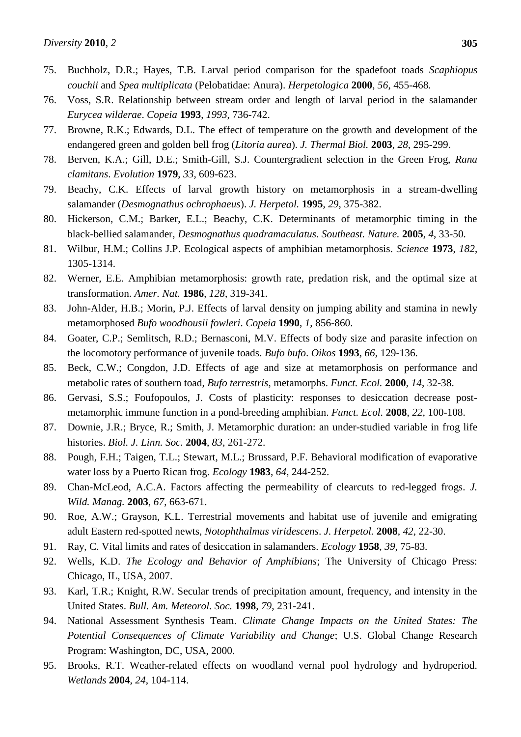75. Buchholz, D.R.; Hayes, T.B. Larval period comparison for the spadefoot toads *Scaphiopus couchii* and *Spea multiplicata* (Pelobatidae: Anura). *Herpetologica* **2000**, *56*, 455-468.
76. Voss, S.R. Relationship between stream order and length of larval period in the salamander *Eurycea wilderae*. *Copeia* **1993**, *1993*, 736-742.
77. Browne, R.K.; Edwards, D.L. The effect of temperature on the growth and development of the endangered green and golden bell frog (*Litoria aurea*). *J. Thermal Biol.* **2003**, *28*, 295-299.
78. Berven, K.A.; Gill, D.E.; Smith-Gill, S.J. Countergradient selection in the Green Frog, *Rana clamitans*. *Evolution* **1979**, *33*, 609-623.
79. Beachy, C.K. Effects of larval growth history on metamorphosis in a stream-dwelling salamander (*Desmognathus ochrophaeus*). *J. Herpetol.* **1995**, *29*, 375-382.
80. Hickerson, C.M.; Barker, E.L.; Beachy, C.K. Determinants of metamorphic timing in the black-bellied salamander, *Desmognathus quadramaculatus*. *Southeast. Nature.* **2005**, *4*, 33-50.
81. Wilbur, H.M.; Collins J.P. Ecological aspects of amphibian metamorphosis. *Science* **1973**, *182*, 1305-1314.
82. Werner, E.E. Amphibian metamorphosis: growth rate, predation risk, and the optimal size at transformation. *Amer. Nat.* **1986**, *128*, 319-341.
83. John-Alder, H.B.; Morin, P.J. Effects of larval density on jumping ability and stamina in newly metamorphosed *Bufo woodhousii fowleri*. *Copeia* **1990**, *1*, 856-860.
84. Goater, C.P.; Semlitsch, R.D.; Bernasconi, M.V. Effects of body size and parasite infection on the locomotory performance of juvenile toads. *Bufo bufo*. *Oikos* **1993**, *66*, 129-136.
85. Beck, C.W.; Congdon, J.D. Effects of age and size at metamorphosis on performance and metabolic rates of southern toad, *Bufo terrestris*, metamorphs. *Funct. Ecol.* **2000**, *14*, 32-38.
86. Gervasi, S.S.; Foufopoulos, J. Costs of plasticity: responses to desiccation decrease post-metamorphic immune function in a pond-breeding amphibian. *Funct. Ecol.* **2008**, *22*, 100-108.
87. Downie, J.R.; Bryce, R.; Smith, J. Metamorphic duration: an under-studied variable in frog life histories. *Biol. J. Linn. Soc.* **2004**, *83*, 261-272.
88. Pough, F.H.; Taigen, T.L.; Stewart, M.L.; Brussard, P.F. Behavioral modification of evaporative water loss by a Puerto Rican frog. *Ecology* **1983**, *64*, 244-252.
89. Chan-McLeod, A.C.A. Factors affecting the permeability of clearcuts to red-legged frogs. *J. Wild. Manag.* **2003**, *67*, 663-671.
90. Roe, A.W.; Grayson, K.L. Terrestrial movements and habitat use of juvenile and emigrating adult Eastern red-spotted newts, *Notophthalmus viridescens*. *J. Herpetol.* **2008**, *42*, 22-30.
91. Ray, C. Vital limits and rates of desiccation in salamanders. *Ecology* **1958**, *39*, 75-83.
92. Wells, K.D. *The Ecology and Behavior of Amphibians*; The University of Chicago Press: Chicago, IL, USA, 2007.
93. Karl, T.R.; Knight, R.W. Secular trends of precipitation amount, frequency, and intensity in the United States. *Bull. Am. Meteorol. Soc.* **1998**, *79*, 231-241.
94. National Assessment Synthesis Team. *Climate Change Impacts on the United States: The Potential Consequences of Climate Variability and Change*; U.S. Global Change Research Program: Washington, DC, USA, 2000.
95. Brooks, R.T. Weather-related effects on woodland vernal pool hydrology and hydroperiod. *Wetlands* **2004**, *24*, 104-114.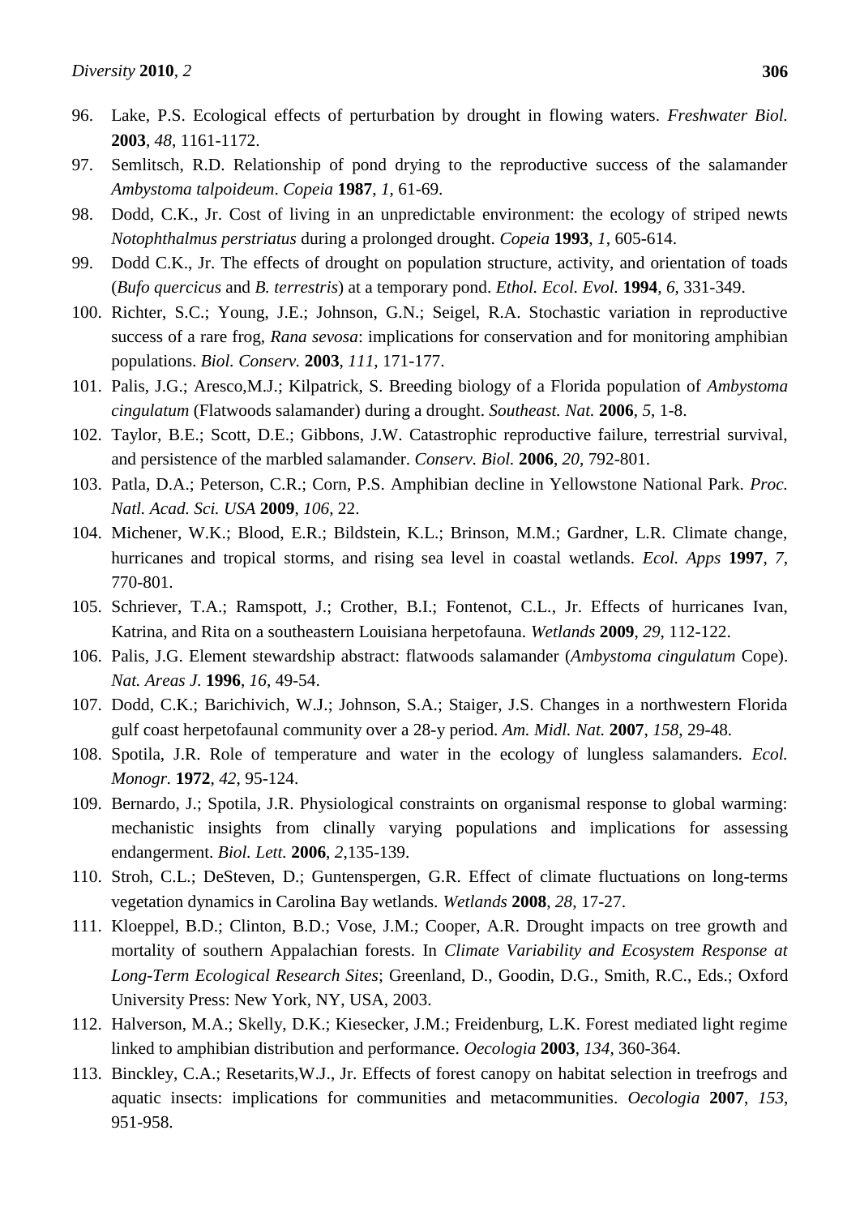96. Lake, P.S. Ecological effects of perturbation by drought in flowing waters. *Freshwater Biol.* **2003**, *48*, 1161-1172.
97. Semlitsch, R.D. Relationship of pond drying to the reproductive success of the salamander *Ambystoma talpoideum*. *Copeia* **1987**, *1*, 61-69.
98. Dodd, C.K., Jr. Cost of living in an unpredictable environment: the ecology of striped newts *Notophthalmus perstriatus* during a prolonged drought. *Copeia* **1993**, *1*, 605-614.
99. Dodd C.K., Jr. The effects of drought on population structure, activity, and orientation of toads (*Bufo quercicus* and *B. terrestris*) at a temporary pond. *Ethol. Ecol. Evol.* **1994**, *6*, 331-349.
100. Richter, S.C.; Young, J.E.; Johnson, G.N.; Seigel, R.A. Stochastic variation in reproductive success of a rare frog, *Rana sevosa*: implications for conservation and for monitoring amphibian populations. *Biol. Conserv.* **2003**, *111*, 171-177.
101. Palis, J.G.; Aresco,M.J.; Kilpatrick, S. Breeding biology of a Florida population of *Ambystoma cingulatum* (Flatwoods salamander) during a drought. *Southeast. Nat.* **2006**, *5*, 1-8.
102. Taylor, B.E.; Scott, D.E.; Gibbons, J.W. Catastrophic reproductive failure, terrestrial survival, and persistence of the marbled salamander. *Conserv. Biol.* **2006**, *20*, 792-801.
103. Patla, D.A.; Peterson, C.R.; Corn, P.S. Amphibian decline in Yellowstone National Park. *Proc. Natl. Acad. Sci. USA* **2009**, *106*, 22.
104. Michener, W.K.; Blood, E.R.; Bildstein, K.L.; Brinson, M.M.; Gardner, L.R. Climate change, hurricanes and tropical storms, and rising sea level in coastal wetlands. *Ecol. Apps* **1997**, *7*, 770-801.
105. Schriever, T.A.; Ramspott, J.; Crother, B.I.; Fontenot, C.L., Jr. Effects of hurricanes Ivan, Katrina, and Rita on a southeastern Louisiana herpetofauna. *Wetlands* **2009**, *29*, 112-122.
106. Palis, J.G. Element stewardship abstract: flatwoods salamander (*Ambystoma cingulatum* Cope). *Nat. Areas J.* **1996**, *16*, 49-54.
107. Dodd, C.K.; Barichivich, W.J.; Johnson, S.A.; Staiger, J.S. Changes in a northwestern Florida gulf coast herpetofaunal community over a 28-y period. *Am. Midl. Nat.* **2007**, *158*, 29-48.
108. Spotila, J.R. Role of temperature and water in the ecology of lungless salamanders. *Ecol. Monogr.* **1972**, *42*, 95-124.
109. Bernardo, J.; Spotila, J.R. Physiological constraints on organismal response to global warming: mechanistic insights from clinally varying populations and implications for assessing endangerment. *Biol. Lett.* **2006**, *2*,135-139.
110. Stroh, C.L.; DeSteven, D.; Guntenspergen, G.R. Effect of climate fluctuations on long-terms vegetation dynamics in Carolina Bay wetlands. *Wetlands* **2008**, *28*, 17-27.
111. Kloeppel, B.D.; Clinton, B.D.; Vose, J.M.; Cooper, A.R. Drought impacts on tree growth and mortality of southern Appalachian forests. In *Climate Variability and Ecosystem Response at Long-Term Ecological Research Sites*; Greenland, D., Goodin, D.G., Smith, R.C., Eds.; Oxford University Press: New York, NY, USA, 2003.
112. Halverson, M.A.; Skelly, D.K.; Kiesecker, J.M.; Freidenburg, L.K. Forest mediated light regime linked to amphibian distribution and performance. *Oecologia* **2003**, *134*, 360-364.
113. Binckley, C.A.; Resetarits,W.J., Jr. Effects of forest canopy on habitat selection in treefrogs and aquatic insects: implications for communities and metacommunities. *Oecologia* **2007**, *153*, 951-958.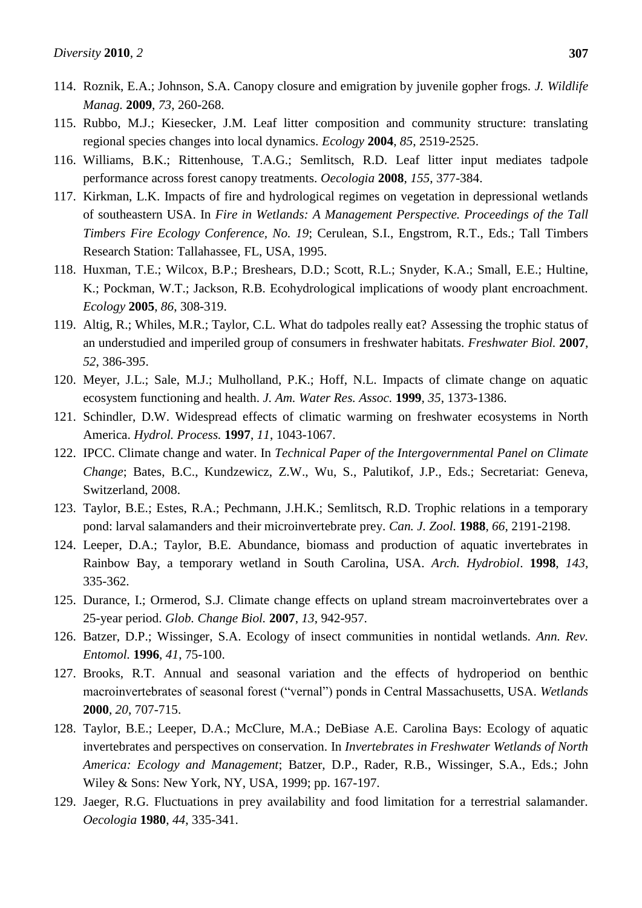114. Roznik, E.A.; Johnson, S.A. Canopy closure and emigration by juvenile gopher frogs. *J. Wildlife Manag.* **2009**, *73*, 260-268.
115. Rubbo, M.J.; Kiesecker, J.M. Leaf litter composition and community structure: translating regional species changes into local dynamics. *Ecology* **2004**, *85*, 2519-2525.
116. Williams, B.K.; Rittenhouse, T.A.G.; Semlitsch, R.D. Leaf litter input mediates tadpole performance across forest canopy treatments. *Oecologia* **2008**, *155*, 377-384.
117. Kirkman, L.K. Impacts of fire and hydrological regimes on vegetation in depressional wetlands of southeastern USA. In *Fire in Wetlands: A Management Perspective. Proceedings of the Tall Timbers Fire Ecology Conference, No. 19*; Cerulean, S.I., Engstrom, R.T., Eds.; Tall Timbers Research Station: Tallahassee, FL, USA, 1995.
118. Huxman, T.E.; Wilcox, B.P.; Breshears, D.D.; Scott, R.L.; Snyder, K.A.; Small, E.E.; Hultine, K.; Pockman, W.T.; Jackson, R.B. Ecohydrological implications of woody plant encroachment. *Ecology* **2005**, *86*, 308-319.
119. Altig, R.; Whiles, M.R.; Taylor, C.L. What do tadpoles really eat? Assessing the trophic status of an understudied and imperiled group of consumers in freshwater habitats. *Freshwater Biol.* **2007**, *52*, 386-395.
120. Meyer, J.L.; Sale, M.J.; Mulholland, P.K.; Hoff, N.L. Impacts of climate change on aquatic ecosystem functioning and health. *J. Am. Water Res. Assoc.* **1999**, *35*, 1373-1386.
121. Schindler, D.W. Widespread effects of climatic warming on freshwater ecosystems in North America. *Hydrol. Process.* **1997**, *11*, 1043-1067.
122. IPCC. Climate change and water. In *Technical Paper of the Intergovernmental Panel on Climate Change*; Bates, B.C., Kundzewicz, Z.W., Wu, S., Palutikof, J.P., Eds.; Secretariat: Geneva, Switzerland, 2008.
123. Taylor, B.E.; Estes, R.A.; Pechmann, J.H.K.; Semlitsch, R.D. Trophic relations in a temporary pond: larval salamanders and their microinvertebrate prey. *Can. J. Zool.* **1988**, *66*, 2191-2198.
124. Leeper, D.A.; Taylor, B.E. Abundance, biomass and production of aquatic invertebrates in Rainbow Bay, a temporary wetland in South Carolina, USA. *Arch. Hydrobiol*. **1998**, *143*, 335-362.
125. Durance, I.; Ormerod, S.J. Climate change effects on upland stream macroinvertebrates over a 25-year period. *Glob. Change Biol.* **2007**, *13*, 942-957.
126. Batzer, D.P.; Wissinger, S.A. Ecology of insect communities in nontidal wetlands. *Ann. Rev. Entomol.* **1996**, *41*, 75-100.
127. Brooks, R.T. Annual and seasonal variation and the effects of hydroperiod on benthic macroinvertebrates of seasonal forest ("vernal") ponds in Central Massachusetts, USA. *Wetlands* **2000**, *20*, 707-715.
128. Taylor, B.E.; Leeper, D.A.; McClure, M.A.; DeBiase A.E. Carolina Bays: Ecology of aquatic invertebrates and perspectives on conservation. In *Invertebrates in Freshwater Wetlands of North America: Ecology and Management*; Batzer, D.P., Rader, R.B., Wissinger, S.A., Eds.; John Wiley & Sons: New York, NY, USA, 1999; pp. 167-197.
129. Jaeger, R.G. Fluctuations in prey availability and food limitation for a terrestrial salamander. *Oecologia* **1980**, *44*, 335-341.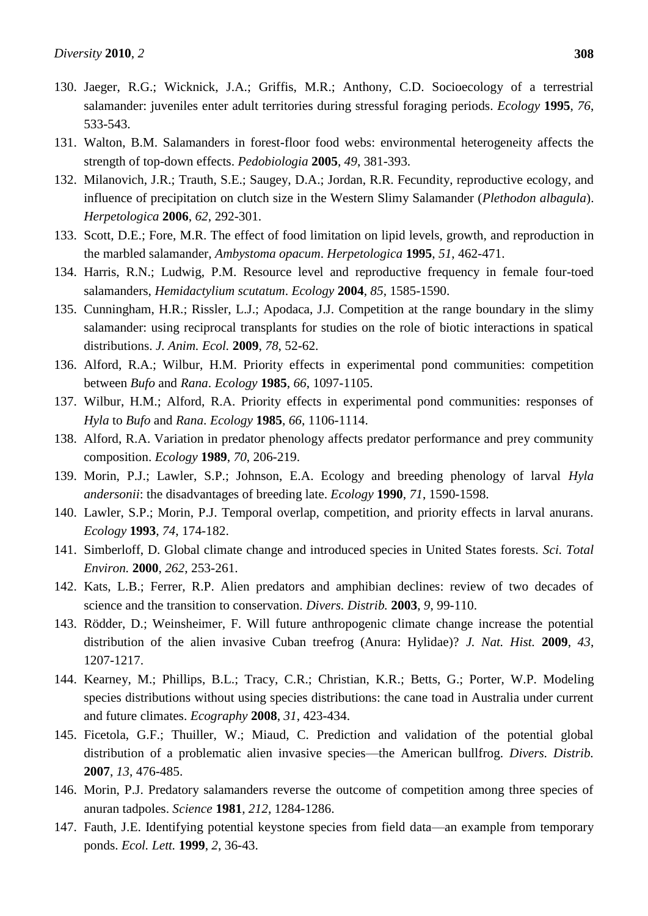130. Jaeger, R.G.; Wicknick, J.A.; Griffis, M.R.; Anthony, C.D. Socioecology of a terrestrial salamander: juveniles enter adult territories during stressful foraging periods. *Ecology* **1995**, *76*, 533-543.
131. Walton, B.M. Salamanders in forest-floor food webs: environmental heterogeneity affects the strength of top-down effects. *Pedobiologia* **2005**, *49*, 381-393.
132. Milanovich, J.R.; Trauth, S.E.; Saugey, D.A.; Jordan, R.R. Fecundity, reproductive ecology, and influence of precipitation on clutch size in the Western Slimy Salamander (*Plethodon albagula*). *Herpetologica* **2006**, *62*, 292-301.
133. Scott, D.E.; Fore, M.R. The effect of food limitation on lipid levels, growth, and reproduction in the marbled salamander, *Ambystoma opacum*. *Herpetologica* **1995**, *51*, 462-471.
134. Harris, R.N.; Ludwig, P.M. Resource level and reproductive frequency in female four-toed salamanders, *Hemidactylium scutatum*. *Ecology* **2004**, *85*, 1585-1590.
135. Cunningham, H.R.; Rissler, L.J.; Apodaca, J.J. Competition at the range boundary in the slimy salamander: using reciprocal transplants for studies on the role of biotic interactions in spatical distributions. *J. Anim. Ecol.* **2009**, *78*, 52-62.
136. Alford, R.A.; Wilbur, H.M. Priority effects in experimental pond communities: competition between *Bufo* and *Rana*. *Ecology* **1985**, *66*, 1097-1105.
137. Wilbur, H.M.; Alford, R.A. Priority effects in experimental pond communities: responses of *Hyla* to *Bufo* and *Rana*. *Ecology* **1985**, *66*, 1106-1114.
138. Alford, R.A. Variation in predator phenology affects predator performance and prey community composition. *Ecology* **1989**, *70*, 206-219.
139. Morin, P.J.; Lawler, S.P.; Johnson, E.A. Ecology and breeding phenology of larval *Hyla andersonii*: the disadvantages of breeding late. *Ecology* **1990**, *71*, 1590-1598.
140. Lawler, S.P.; Morin, P.J. Temporal overlap, competition, and priority effects in larval anurans. *Ecology* **1993**, *74*, 174-182.
141. Simberloff, D. Global climate change and introduced species in United States forests. *Sci. Total Environ.* **2000**, *262*, 253-261.
142. Kats, L.B.; Ferrer, R.P. Alien predators and amphibian declines: review of two decades of science and the transition to conservation. *Divers. Distrib.* **2003**, *9*, 99-110.
143. Rödder, D.; Weinsheimer, F. Will future anthropogenic climate change increase the potential distribution of the alien invasive Cuban treefrog (Anura: Hylidae)? *J. Nat. Hist.* **2009**, *43*, 1207-1217.
144. Kearney, M.; Phillips, B.L.; Tracy, C.R.; Christian, K.R.; Betts, G.; Porter, W.P. Modeling species distributions without using species distributions: the cane toad in Australia under current and future climates. *Ecography* **2008**, *31*, 423-434.
145. Ficetola, G.F.; Thuiller, W.; Miaud, C. Prediction and validation of the potential global distribution of a problematic alien invasive species—the American bullfrog. *Divers. Distrib.* **2007**, *13*, 476-485.
146. Morin, P.J. Predatory salamanders reverse the outcome of competition among three species of anuran tadpoles. *Science* **1981**, *212*, 1284-1286.
147. Fauth, J.E. Identifying potential keystone species from field data—an example from temporary ponds. *Ecol. Lett.* **1999**, *2*, 36-43.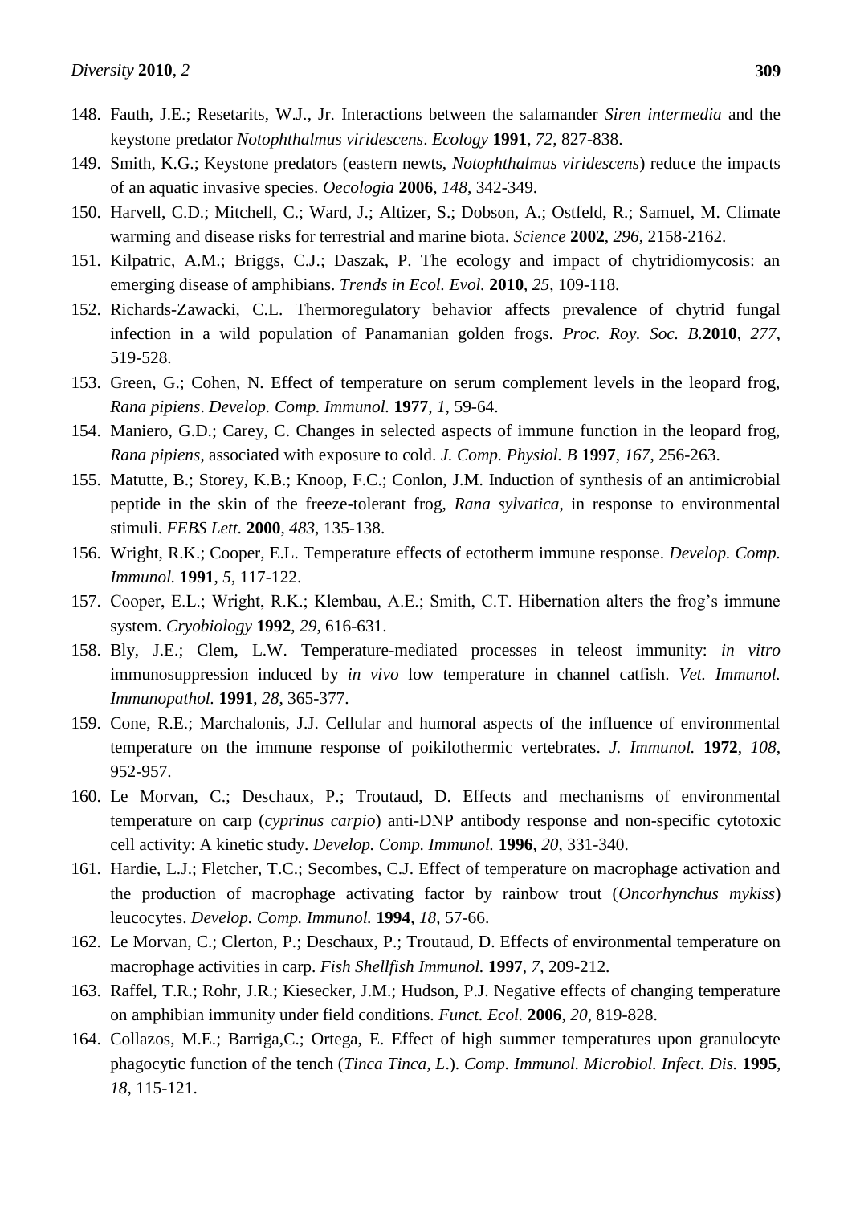148. Fauth, J.E.; Resetarits, W.J., Jr. Interactions between the salamander *Siren intermedia* and the keystone predator *Notophthalmus viridescens*. *Ecology* **1991**, *72*, 827-838.
149. Smith, K.G.; Keystone predators (eastern newts, *Notophthalmus viridescens*) reduce the impacts of an aquatic invasive species. *Oecologia* **2006**, *148*, 342-349.
150. Harvell, C.D.; Mitchell, C.; Ward, J.; Altizer, S.; Dobson, A.; Ostfeld, R.; Samuel, M. Climate warming and disease risks for terrestrial and marine biota. *Science* **2002**, *296*, 2158-2162.
151. Kilpatric, A.M.; Briggs, C.J.; Daszak, P. The ecology and impact of chytridiomycosis: an emerging disease of amphibians. *Trends in Ecol. Evol.* **2010**, *25*, 109-118.
152. Richards-Zawacki, C.L. Thermoregulatory behavior affects prevalence of chytrid fungal infection in a wild population of Panamanian golden frogs. *Proc. Roy. Soc. B.* **2010**, *277*, 519-528.
153. Green, G.; Cohen, N. Effect of temperature on serum complement levels in the leopard frog, *Rana pipiens*. *Develop. Comp. Immunol.* **1977**, *1*, 59-64.
154. Maniero, G.D.; Carey, C. Changes in selected aspects of immune function in the leopard frog, *Rana pipiens*, associated with exposure to cold. *J. Comp. Physiol. B* **1997**, *167*, 256-263.
155. Matutte, B.; Storey, K.B.; Knoop, F.C.; Conlon, J.M. Induction of synthesis of an antimicrobial peptide in the skin of the freeze-tolerant frog, *Rana sylvatica*, in response to environmental stimuli. *FEBS Lett.* **2000**, *483*, 135-138.
156. Wright, R.K.; Cooper, E.L. Temperature effects of ectotherm immune response. *Develop. Comp. Immunol.* **1991**, *5*, 117-122.
157. Cooper, E.L.; Wright, R.K.; Klembau, A.E.; Smith, C.T. Hibernation alters the frog's immune system. *Cryobiology* **1992**, *29*, 616-631.
158. Bly, J.E.; Clem, L.W. Temperature-mediated processes in teleost immunity: *in vitro* immunosuppression induced by *in vivo* low temperature in channel catfish. *Vet. Immunol. Immunopathol.* **1991**, *28*, 365-377.
159. Cone, R.E.; Marchalonis, J.J. Cellular and humoral aspects of the influence of environmental temperature on the immune response of poikilothermic vertebrates. *J. Immunol.* **1972**, *108*, 952-957.
160. Le Morvan, C.; Deschaux, P.; Troutaud, D. Effects and mechanisms of environmental temperature on carp (*cyprinus carpio*) anti-DNP antibody response and non-specific cytotoxic cell activity: A kinetic study. *Develop. Comp. Immunol.* **1996**, *20*, 331-340.
161. Hardie, L.J.; Fletcher, T.C.; Secombes, C.J. Effect of temperature on macrophage activation and the production of macrophage activating factor by rainbow trout (*Oncorhynchus mykiss*) leucocytes. *Develop. Comp. Immunol.* **1994**, *18*, 57-66.
162. Le Morvan, C.; Clerton, P.; Deschaux, P.; Troutaud, D. Effects of environmental temperature on macrophage activities in carp. *Fish Shellfish Immunol.* **1997**, *7*, 209-212.
163. Raffel, T.R.; Rohr, J.R.; Kiesecker, J.M.; Hudson, P.J. Negative effects of changing temperature on amphibian immunity under field conditions. *Funct. Ecol.* **2006**, *20*, 819-828.
164. Collazos, M.E.; Barriga,C.; Ortega, E. Effect of high summer temperatures upon granulocyte phagocytic function of the tench (*Tinca Tinca, L*.). *Comp. Immunol. Microbiol. Infect. Dis.* **1995**, *18*, 115-121.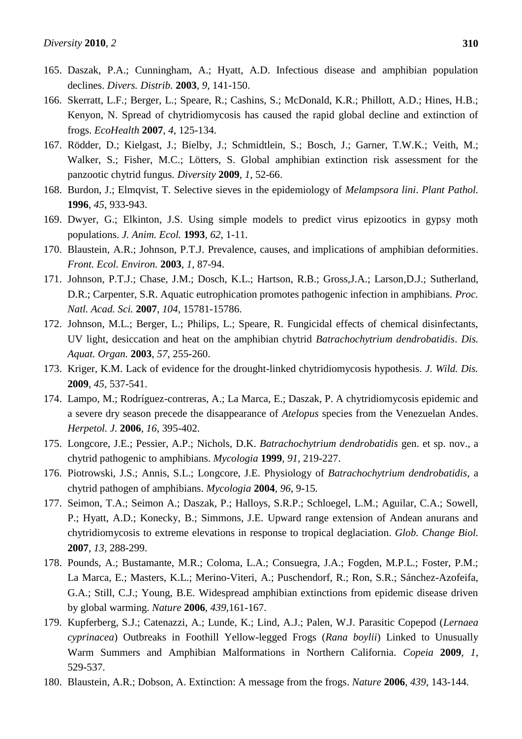165. Daszak, P.A.; Cunningham, A.; Hyatt, A.D. Infectious disease and amphibian population declines. *Divers. Distrib.* **2003**, *9*, 141-150.
166. Skerratt, L.F.; Berger, L.; Speare, R.; Cashins, S.; McDonald, K.R.; Phillott, A.D.; Hines, H.B.; Kenyon, N. Spread of chytridiomycosis has caused the rapid global decline and extinction of frogs. *EcoHealth* **2007**, *4*, 125-134.
167. Rödder, D.; Kielgast, J.; Bielby, J.; Schmidtlein, S.; Bosch, J.; Garner, T.W.K.; Veith, M.; Walker, S.; Fisher, M.C.; Lötters, S. Global amphibian extinction risk assessment for the panzootic chytrid fungus. *Diversity* **2009**, *1*, 52-66.
168. Burdon, J.; Elmqvist, T. Selective sieves in the epidemiology of *Melampsora lini*. *Plant Pathol.* **1996**, *45*, 933-943.
169. Dwyer, G.; Elkinton, J.S. Using simple models to predict virus epizootics in gypsy moth populations. *J. Anim. Ecol.* **1993**, *62*, 1-11.
170. Blaustein, A.R.; Johnson, P.T.J. Prevalence, causes, and implications of amphibian deformities. *Front. Ecol. Environ.* **2003**, *1*, 87-94.
171. Johnson, P.T.J.; Chase, J.M.; Dosch, K.L.; Hartson, R.B.; Gross,J.A.; Larson,D.J.; Sutherland, D.R.; Carpenter, S.R. Aquatic eutrophication promotes pathogenic infection in amphibians. *Proc. Natl. Acad. Sci.* **2007**, *104*, 15781-15786.
172. Johnson, M.L.; Berger, L.; Philips, L.; Speare, R. Fungicidal effects of chemical disinfectants, UV light, desiccation and heat on the amphibian chytrid *Batrachochytrium dendrobatidis*. *Dis. Aquat. Organ.* **2003**, *57*, 255-260.
173. Kriger, K.M. Lack of evidence for the drought-linked chytridiomycosis hypothesis. *J. Wild. Dis.* **2009**, *45*, 537-541.
174. Lampo, M.; Rodríguez-contreras, A.; La Marca, E.; Daszak, P. A chytridiomycosis epidemic and a severe dry season precede the disappearance of *Atelopus* species from the Venezuelan Andes. *Herpetol. J.* **2006**, *16*, 395-402.
175. Longcore, J.E.; Pessier, A.P.; Nichols, D.K. *Batrachochytrium dendrobatidis* gen. et sp. nov., a chytrid pathogenic to amphibians. *Mycologia* **1999**, *91*, 219-227.
176. Piotrowski, J.S.; Annis, S.L.; Longcore, J.E. Physiology of *Batrachochytrium dendrobatidis*, a chytrid pathogen of amphibians. *Mycologia* **2004**, *96*, 9-15.
177. Seimon, T.A.; Seimon A.; Daszak, P.; Halloys, S.R.P.; Schloegel, L.M.; Aguilar, C.A.; Sowell, P.; Hyatt, A.D.; Konecky, B.; Simmons, J.E. Upward range extension of Andean anurans and chytridiomycosis to extreme elevations in response to tropical deglaciation. *Glob. Change Biol.* **2007**, *13*, 288-299.
178. Pounds, A.; Bustamante, M.R.; Coloma, L.A.; Consuegra, J.A.; Fogden, M.P.L.; Foster, P.M.; La Marca, E.; Masters, K.L.; Merino-Viteri, A.; Puschendorf, R.; Ron, S.R.; Sánchez-Azofeifa, G.A.; Still, C.J.; Young, B.E. Widespread amphibian extinctions from epidemic disease driven by global warming. *Nature* **2006**, *439*,161-167.
179. Kupferberg, S.J.; Catenazzi, A.; Lunde, K.; Lind, A.J.; Palen, W.J. Parasitic Copepod (*Lernaea cyprinacea*) Outbreaks in Foothill Yellow-legged Frogs (*Rana boylii*) Linked to Unusually Warm Summers and Amphibian Malformations in Northern California. *Copeia* **2009**, *1*, 529-537.
180. Blaustein, A.R.; Dobson, A. Extinction: A message from the frogs. *Nature* **2006**, *439*, 143-144.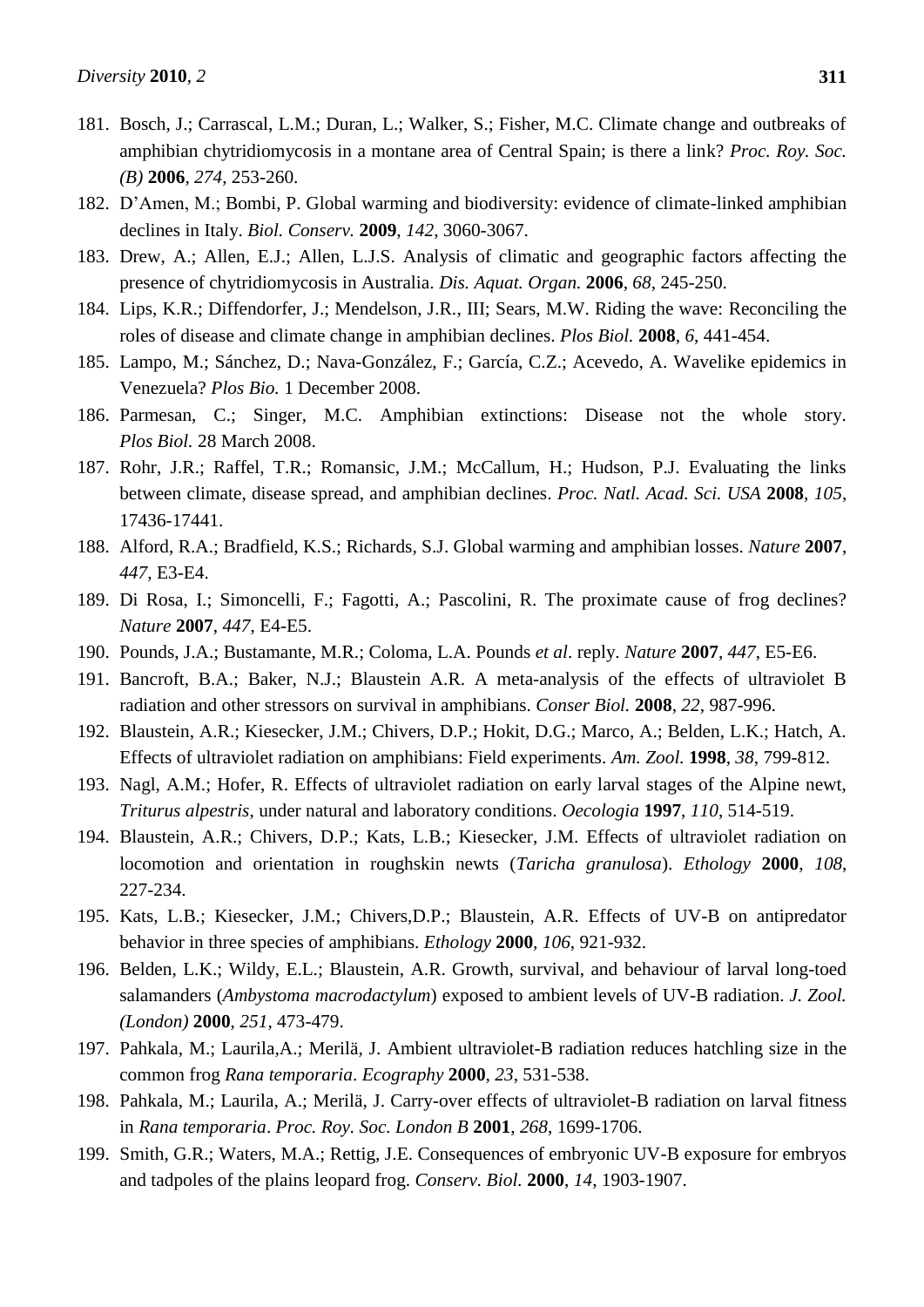181. Bosch, J.; Carrascal, L.M.; Duran, L.; Walker, S.; Fisher, M.C. Climate change and outbreaks of amphibian chytridiomycosis in a montane area of Central Spain; is there a link? *Proc. Roy. Soc. (B)* **2006**, *274*, 253-260.
182. D'Amen, M.; Bombi, P. Global warming and biodiversity: evidence of climate-linked amphibian declines in Italy. *Biol. Conserv.* **2009**, *142*, 3060-3067.
183. Drew, A.; Allen, E.J.; Allen, L.J.S. Analysis of climatic and geographic factors affecting the presence of chytridiomycosis in Australia. *Dis. Aquat. Organ.* **2006**, *68*, 245-250.
184. Lips, K.R.; Diffendorfer, J.; Mendelson, J.R., III; Sears, M.W. Riding the wave: Reconciling the roles of disease and climate change in amphibian declines. *Plos Biol.* **2008**, *6*, 441-454.
185. Lampo, M.; Sánchez, D.; Nava-González, F.; García, C.Z.; Acevedo, A. Wavelike epidemics in Venezuela? *Plos Bio.* 1 December 2008.
186. Parmesan, C.; Singer, M.C. Amphibian extinctions: Disease not the whole story. *Plos Biol.* 28 March 2008.
187. Rohr, J.R.; Raffel, T.R.; Romansic, J.M.; McCallum, H.; Hudson, P.J. Evaluating the links between climate, disease spread, and amphibian declines. *Proc. Natl. Acad. Sci. USA* **2008**, *105*, 17436-17441.
188. Alford, R.A.; Bradfield, K.S.; Richards, S.J. Global warming and amphibian losses. *Nature* **2007**, *447*, E3-E4.
189. Di Rosa, I.; Simoncelli, F.; Fagotti, A.; Pascolini, R. The proximate cause of frog declines? *Nature* **2007**, *447*, E4-E5.
190. Pounds, J.A.; Bustamante, M.R.; Coloma, L.A. Pounds *et al*. reply. *Nature* **2007**, *447*, E5-E6.
191. Bancroft, B.A.; Baker, N.J.; Blaustein A.R. A meta-analysis of the effects of ultraviolet B radiation and other stressors on survival in amphibians. *Conser Biol.* **2008**, *22*, 987-996.
192. Blaustein, A.R.; Kiesecker, J.M.; Chivers, D.P.; Hokit, D.G.; Marco, A.; Belden, L.K.; Hatch, A. Effects of ultraviolet radiation on amphibians: Field experiments. *Am. Zool.* **1998**, *38*, 799-812.
193. Nagl, A.M.; Hofer, R. Effects of ultraviolet radiation on early larval stages of the Alpine newt, *Triturus alpestris*, under natural and laboratory conditions. *Oecologia* **1997**, *110*, 514-519.
194. Blaustein, A.R.; Chivers, D.P.; Kats, L.B.; Kiesecker, J.M. Effects of ultraviolet radiation on locomotion and orientation in roughskin newts (*Taricha granulosa*). *Ethology* **2000**, *108*, 227-234.
195. Kats, L.B.; Kiesecker, J.M.; Chivers,D.P.; Blaustein, A.R. Effects of UV-B on antipredator behavior in three species of amphibians. *Ethology* **2000**, *106*, 921-932.
196. Belden, L.K.; Wildy, E.L.; Blaustein, A.R. Growth, survival, and behaviour of larval long-toed salamanders (*Ambystoma macrodactylum*) exposed to ambient levels of UV-B radiation. *J. Zool. (London)* **2000**, *251*, 473-479.
197. Pahkala, M.; Laurila,A.; Merilä, J. Ambient ultraviolet-B radiation reduces hatchling size in the common frog *Rana temporaria*. *Ecography* **2000**, *23*, 531-538.
198. Pahkala, M.; Laurila, A.; Merilä, J. Carry-over effects of ultraviolet-B radiation on larval fitness in *Rana temporaria*. *Proc. Roy. Soc. London B* **2001**, *268*, 1699-1706.
199. Smith, G.R.; Waters, M.A.; Rettig, J.E. Consequences of embryonic UV-B exposure for embryos and tadpoles of the plains leopard frog. *Conserv. Biol.* **2000**, *14*, 1903-1907.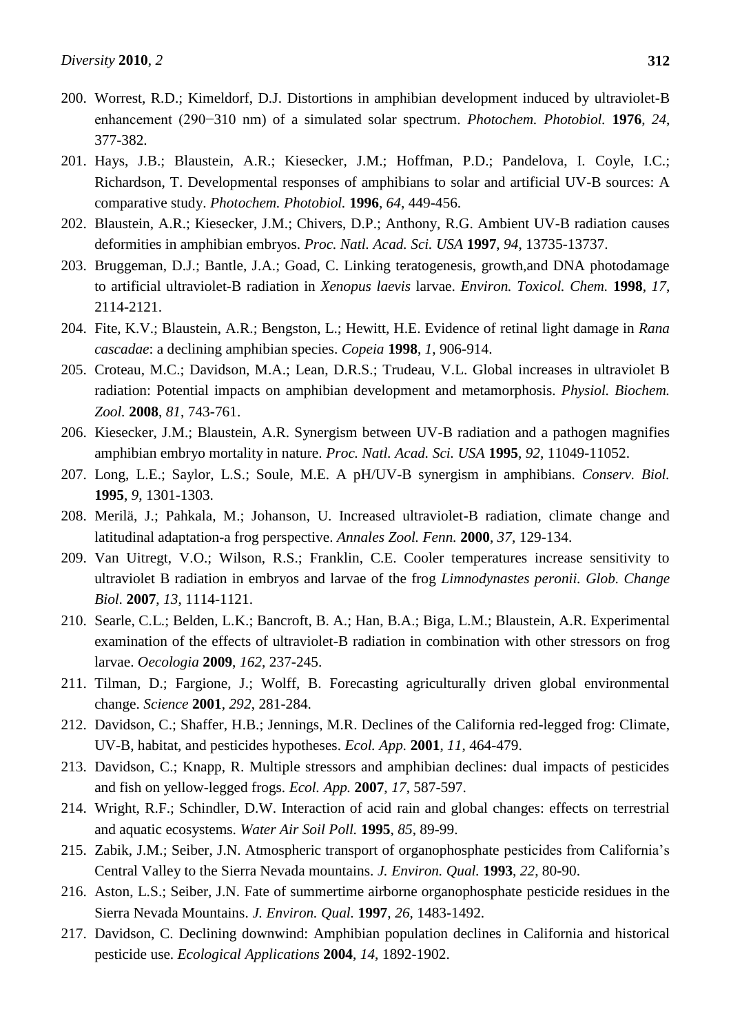200. Worrest, R.D.; Kimeldorf, D.J. Distortions in amphibian development induced by ultraviolet-B enhancement (290−310 nm) of a simulated solar spectrum. *Photochem. Photobiol.* **1976**, *24*, 377-382.
201. Hays, J.B.; Blaustein, A.R.; Kiesecker, J.M.; Hoffman, P.D.; Pandelova, I. Coyle, I.C.; Richardson, T. Developmental responses of amphibians to solar and artificial UV-B sources: A comparative study. *Photochem. Photobiol.* **1996**, *64*, 449-456.
202. Blaustein, A.R.; Kiesecker, J.M.; Chivers, D.P.; Anthony, R.G. Ambient UV-B radiation causes deformities in amphibian embryos. *Proc. Natl. Acad. Sci. USA* **1997**, *94*, 13735-13737.
203. Bruggeman, D.J.; Bantle, J.A.; Goad, C. Linking teratogenesis, growth,and DNA photodamage to artificial ultraviolet-B radiation in *Xenopus laevis* larvae. *Environ. Toxicol. Chem.* **1998**, *17*, 2114-2121.
204. Fite, K.V.; Blaustein, A.R.; Bengston, L.; Hewitt, H.E. Evidence of retinal light damage in *Rana cascadae*: a declining amphibian species. *Copeia* **1998**, *1*, 906-914.
205. Croteau, M.C.; Davidson, M.A.; Lean, D.R.S.; Trudeau, V.L. Global increases in ultraviolet B radiation: Potential impacts on amphibian development and metamorphosis. *Physiol. Biochem. Zool.* **2008**, *81*, 743-761.
206. Kiesecker, J.M.; Blaustein, A.R. Synergism between UV-B radiation and a pathogen magnifies amphibian embryo mortality in nature. *Proc. Natl. Acad. Sci. USA* **1995**, *92*, 11049-11052.
207. Long, L.E.; Saylor, L.S.; Soule, M.E. A pH/UV-B synergism in amphibians. *Conserv. Biol.* **1995**, *9*, 1301-1303.
208. Merilä, J.; Pahkala, M.; Johanson, U. Increased ultraviolet-B radiation, climate change and latitudinal adaptation-a frog perspective. *Annales Zool. Fenn.* **2000**, *37*, 129-134.
209. Van Uitregt, V.O.; Wilson, R.S.; Franklin, C.E. Cooler temperatures increase sensitivity to ultraviolet B radiation in embryos and larvae of the frog *Limnodynastes peronii. Glob. Change Biol.* **2007**, *13*, 1114-1121.
210. Searle, C.L.; Belden, L.K.; Bancroft, B. A.; Han, B.A.; Biga, L.M.; Blaustein, A.R. Experimental examination of the effects of ultraviolet-B radiation in combination with other stressors on frog larvae. *Oecologia* **2009**, *162*, 237-245.
211. Tilman, D.; Fargione, J.; Wolff, B. Forecasting agriculturally driven global environmental change. *Science* **2001**, *292*, 281-284.
212. Davidson, C.; Shaffer, H.B.; Jennings, M.R. Declines of the California red-legged frog: Climate, UV-B, habitat, and pesticides hypotheses. *Ecol. App.* **2001**, *11*, 464-479.
213. Davidson, C.; Knapp, R. Multiple stressors and amphibian declines: dual impacts of pesticides and fish on yellow-legged frogs. *Ecol. App.* **2007**, *17*, 587-597.
214. Wright, R.F.; Schindler, D.W. Interaction of acid rain and global changes: effects on terrestrial and aquatic ecosystems. *Water Air Soil Poll.* **1995**, *85*, 89-99.
215. Zabik, J.M.; Seiber, J.N. Atmospheric transport of organophosphate pesticides from California's Central Valley to the Sierra Nevada mountains. *J. Environ. Qual.* **1993**, *22*, 80-90.
216. Aston, L.S.; Seiber, J.N. Fate of summertime airborne organophosphate pesticide residues in the Sierra Nevada Mountains. *J. Environ. Qual.* **1997**, *26*, 1483-1492.
217. Davidson, C. Declining downwind: Amphibian population declines in California and historical pesticide use. *Ecological Applications* **2004**, *14*, 1892-1902.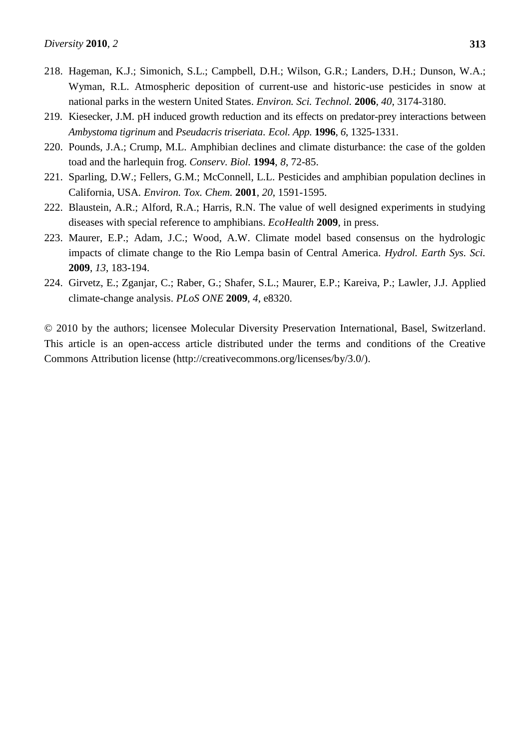218. Hageman, K.J.; Simonich, S.L.; Campbell, D.H.; Wilson, G.R.; Landers, D.H.; Dunson, W.A.; Wyman, R.L. Atmospheric deposition of current-use and historic-use pesticides in snow at national parks in the western United States. *Environ. Sci. Technol.* **2006**, *40*, 3174-3180.
219. Kiesecker, J.M. pH induced growth reduction and its effects on predator-prey interactions between *Ambystoma tigrinum* and *Pseudacris triseriata*. *Ecol. App.* **1996**, *6*, 1325-1331.
220. Pounds, J.A.; Crump, M.L. Amphibian declines and climate disturbance: the case of the golden toad and the harlequin frog. *Conserv. Biol.* **1994**, *8*, 72-85.
221. Sparling, D.W.; Fellers, G.M.; McConnell, L.L. Pesticides and amphibian population declines in California, USA. *Environ. Tox. Chem.* **2001**, *20*, 1591-1595.
222. Blaustein, A.R.; Alford, R.A.; Harris, R.N. The value of well designed experiments in studying diseases with special reference to amphibians. *EcoHealth* **2009**, in press.
223. Maurer, E.P.; Adam, J.C.; Wood, A.W. Climate model based consensus on the hydrologic impacts of climate change to the Rio Lempa basin of Central America. *Hydrol. Earth Sys. Sci.* **2009**, *13*, 183-194.
224. Girvetz, E.; Zganjar, C.; Raber, G.; Shafer, S.L.; Maurer, E.P.; Kareiva, P.; Lawler, J.J. Applied climate-change analysis. *PLoS ONE* **2009**, *4*, e8320.

© 2010 by the authors; licensee Molecular Diversity Preservation International, Basel, Switzerland. This article is an open-access article distributed under the terms and conditions of the Creative Commons Attribution license (http://creativecommons.org/licenses/by/3.0/).